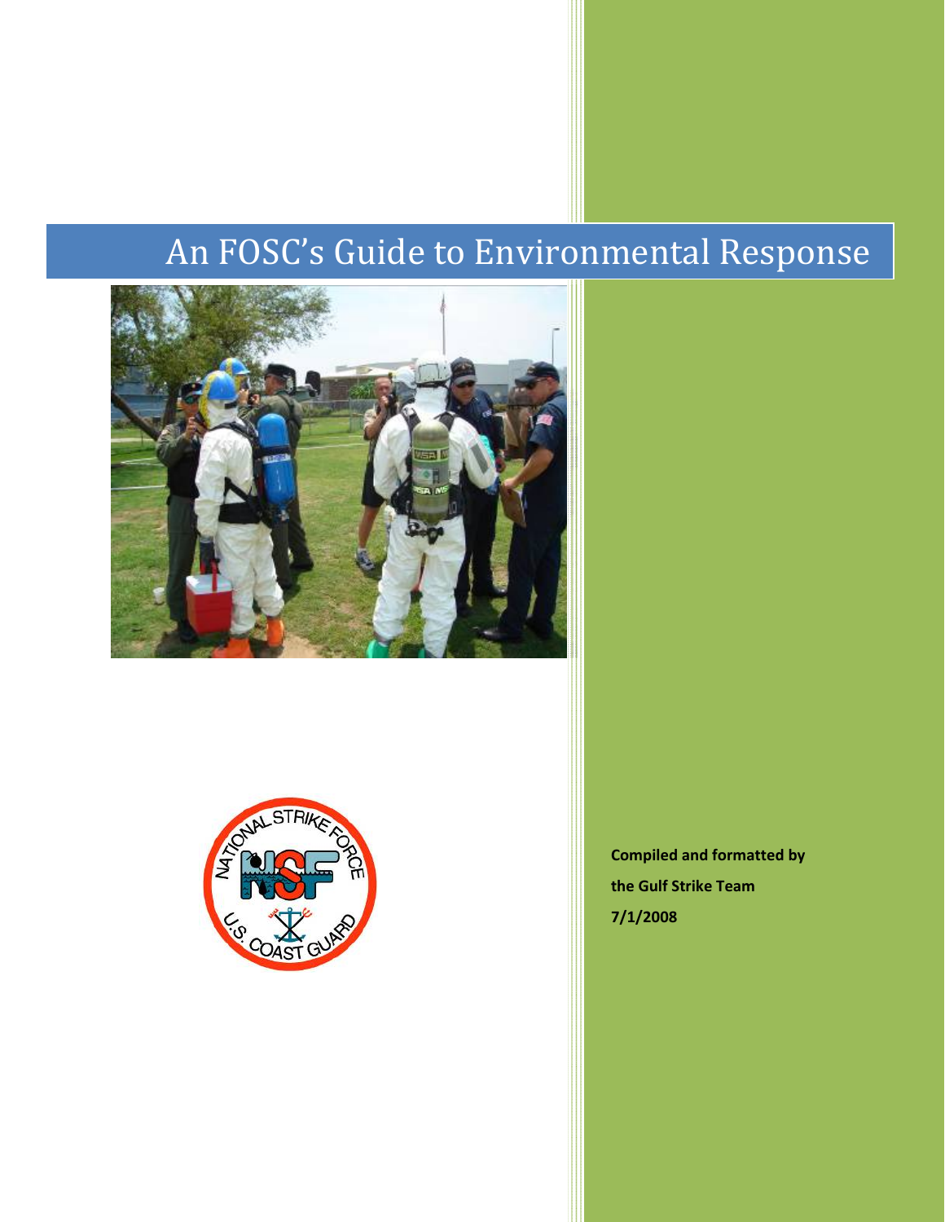# An FOSC's Guide to Environmental Response

**Compiled and formatted by**

**the Gulf Strike Team**

**7/1/2008**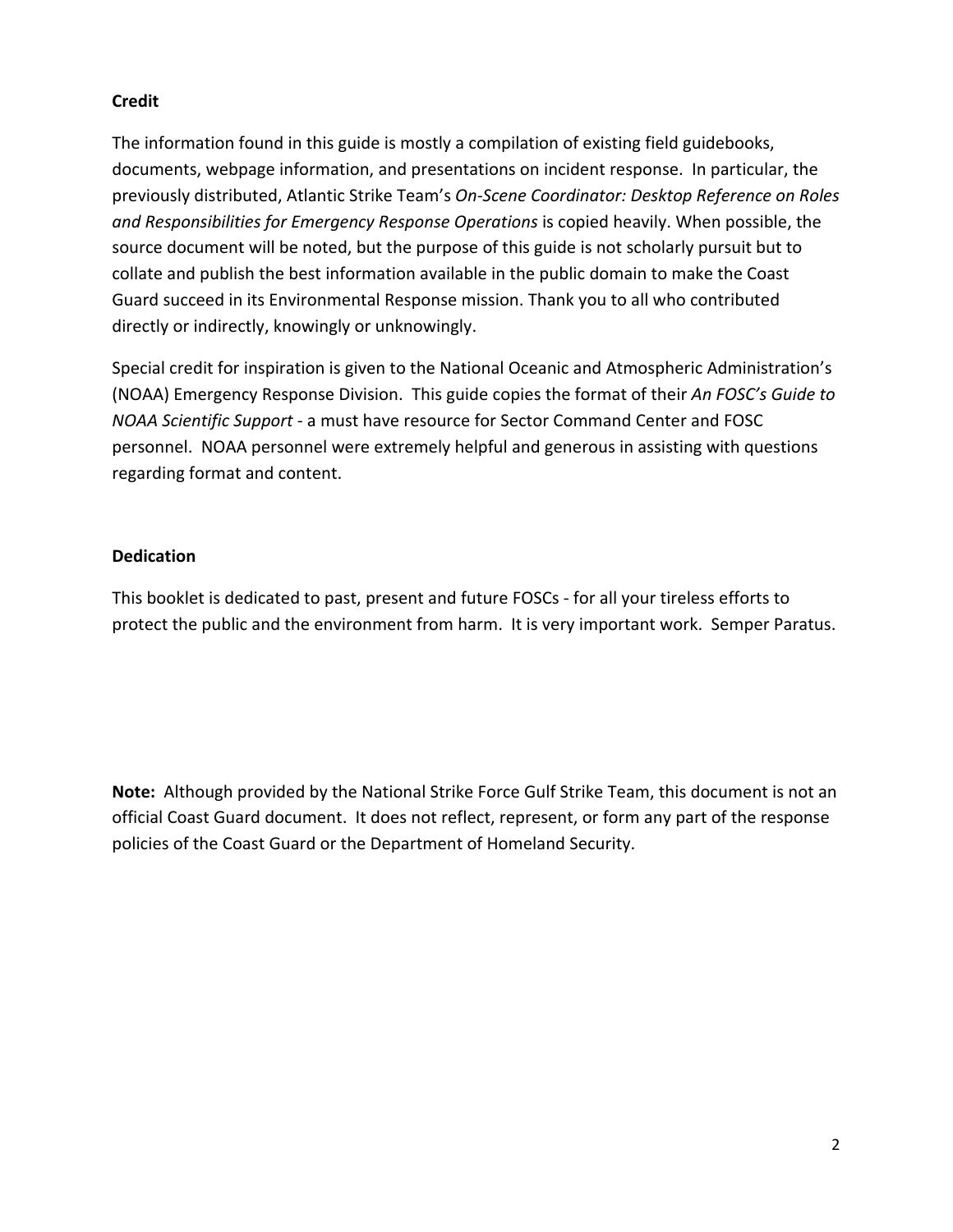**Credit**

The information found in this guide is mostly a compilation of existing field guidebooks, documents, webpage information, and presentations on incident response. In particular, the previously distributed, Atlantic Strike Team's *On-Scene Coordinator: Desktop Reference on Roles and Responsibilities for Emergency Response Operations* is copied heavily. When possible, the source document will be noted, but the purpose of this guide is not scholarly pursuit but to collate and publish the best information available in the public domain to make the Coast Guard succeed in its Environmental Response mission. Thank you to all who contributed directly or indirectly, knowingly or unknowingly.

Special credit for inspiration is given to the National Oceanic and Atmospheric Administration's (NOAA) Emergency Response Division. This guide copies the format of their *An FOSC's Guide to NOAA Scientific Support* - a must have resource for Sector Command Center and FOSC personnel. NOAA personnel were extremely helpful and generous in assisting with questions regarding format and content.

**Dedication**

This booklet is dedicated to past, present and future FOSCs - for all your tireless efforts to protect the public and the environment from harm. It is very important work. Semper Paratus.

**Note:** Although provided by the National Strike Force Gulf Strike Team, this document is not an official Coast Guard document. It does not reflect, represent, or form any part of the response policies of the Coast Guard or the Department of Homeland Security.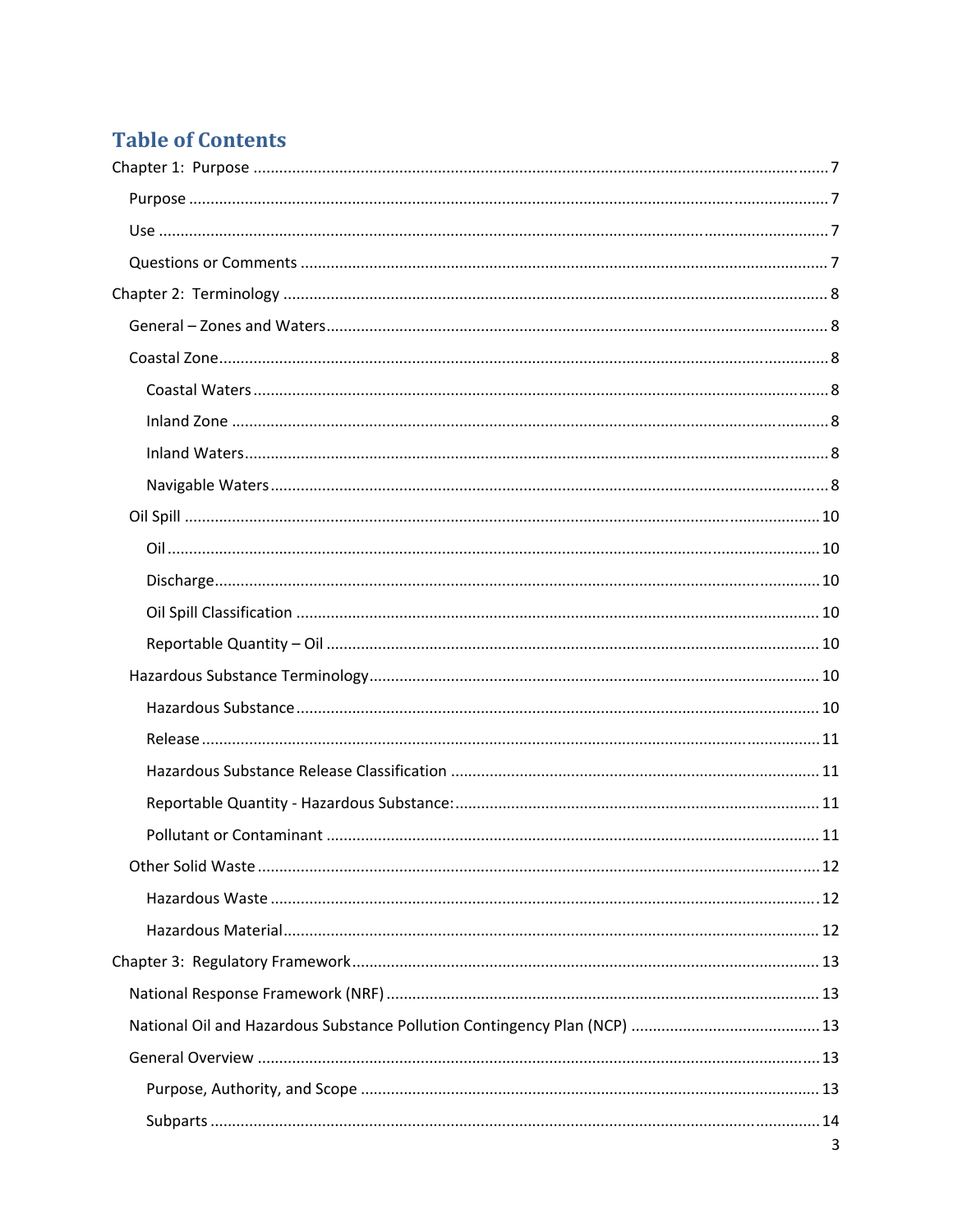# Table of Contents

Chapter 1: Purpose ........ 7

- Purpose ........ 7
- Use ........ 7
- Questions or Comments ........ 7

Chapter 2: Terminology ........ 8

- General – Zones and Waters ........ 8
- Coastal Zone ........ 8
  - Coastal Waters ........ 8
  - Inland Zone ........ 8
  - Inland Waters ........ 8
  - Navigable Waters ........ 8
- Oil Spill ........ 10
  - Oil ........ 10
  - Discharge ........ 10
  - Oil Spill Classification ........ 10
  - Reportable Quantity – Oil ........ 10
- Hazardous Substance Terminology ........ 10
  - Hazardous Substance ........ 10
  - Release ........ 11
  - Hazardous Substance Release Classification ........ 11
  - Reportable Quantity - Hazardous Substance: ........ 11
  - Pollutant or Contaminant ........ 11
- Other Solid Waste ........ 12
  - Hazardous Waste ........ 12
  - Hazardous Material ........ 12

Chapter 3: Regulatory Framework ........ 13

- National Response Framework (NRF) ........ 13
- National Oil and Hazardous Substance Pollution Contingency Plan (NCP) ........ 13
- General Overview ........ 13
  - Purpose, Authority, and Scope ........ 13
  - Subparts ........ 14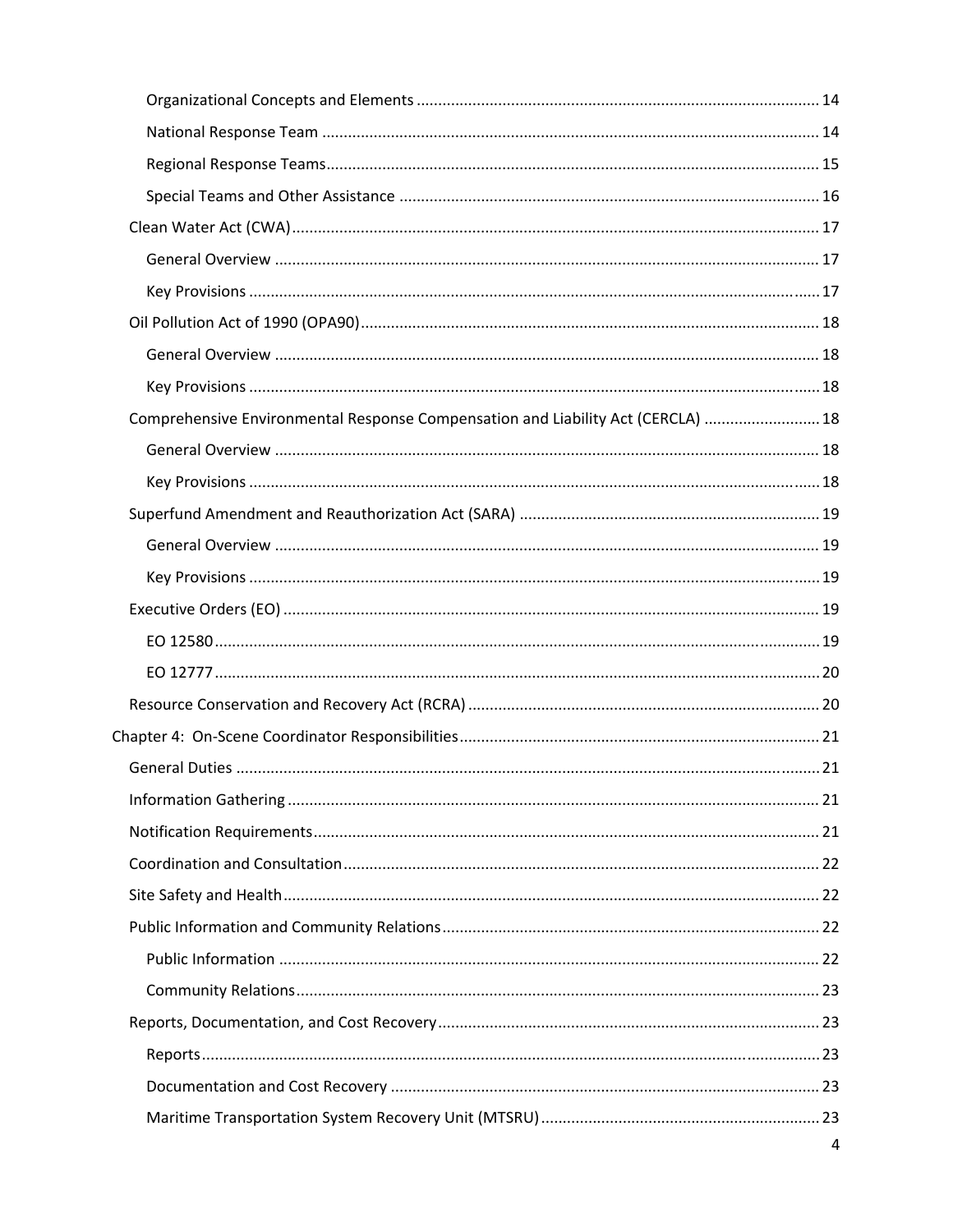- Organizational Concepts and Elements ............ 14
  - National Response Team ............ 14
  - Regional Response Teams ............ 15
  - Special Teams and Other Assistance ............ 16
- Clean Water Act (CWA) ............ 17
  - General Overview ............ 17
  - Key Provisions ............ 17
- Oil Pollution Act of 1990 (OPA90) ............ 18
  - General Overview ............ 18
  - Key Provisions ............ 18
- Comprehensive Environmental Response Compensation and Liability Act (CERCLA) ............ 18
  - General Overview ............ 18
  - Key Provisions ............ 18
- Superfund Amendment and Reauthorization Act (SARA) ............ 19
  - General Overview ............ 19
  - Key Provisions ............ 19
- Executive Orders (EO) ............ 19
  - EO 12580 ............ 19
  - EO 12777 ............ 20
- Resource Conservation and Recovery Act (RCRA) ............ 20

Chapter 4: On-Scene Coordinator Responsibilities ............ 21

- General Duties ............ 21
- Information Gathering ............ 21
- Notification Requirements ............ 21
- Coordination and Consultation ............ 22
- Site Safety and Health ............ 22
- Public Information and Community Relations ............ 22
  - Public Information ............ 22
  - Community Relations ............ 23
- Reports, Documentation, and Cost Recovery ............ 23
  - Reports ............ 23
  - Documentation and Cost Recovery ............ 23
  - Maritime Transportation System Recovery Unit (MTSRU) ............ 23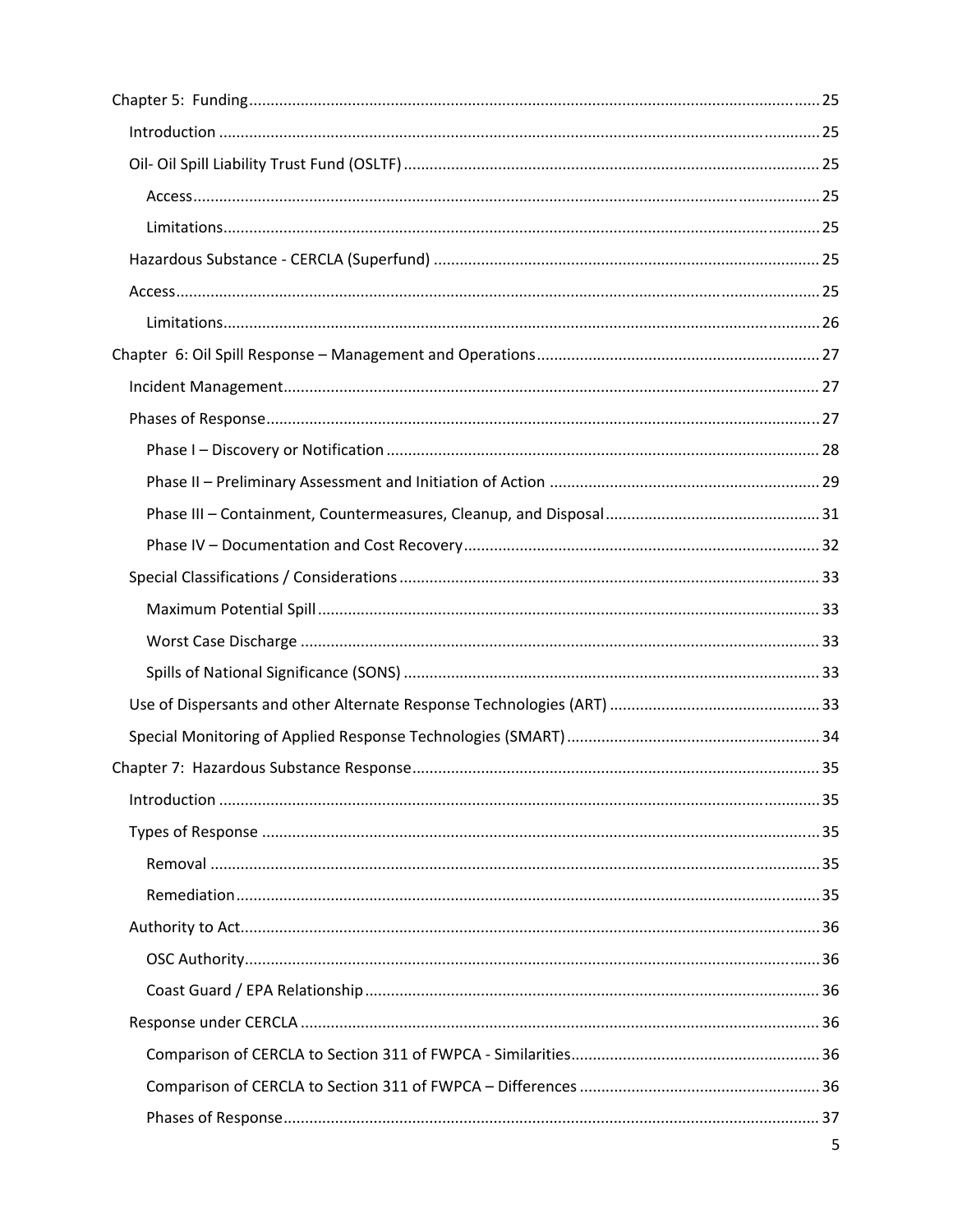- Chapter 5: Funding ..... 25
  - Introduction ..... 25
  - Oil- Oil Spill Liability Trust Fund (OSLTF) ..... 25
    - Access ..... 25
    - Limitations ..... 25
  - Hazardous Substance - CERCLA (Superfund) ..... 25
  - Access ..... 25
    - Limitations ..... 26
- Chapter 6: Oil Spill Response – Management and Operations ..... 27
  - Incident Management ..... 27
  - Phases of Response ..... 27
    - Phase I – Discovery or Notification ..... 28
    - Phase II – Preliminary Assessment and Initiation of Action ..... 29
    - Phase III – Containment, Countermeasures, Cleanup, and Disposal ..... 31
    - Phase IV – Documentation and Cost Recovery ..... 32
  - Special Classifications / Considerations ..... 33
    - Maximum Potential Spill ..... 33
    - Worst Case Discharge ..... 33
    - Spills of National Significance (SONS) ..... 33
  - Use of Dispersants and other Alternate Response Technologies (ART) ..... 33
  - Special Monitoring of Applied Response Technologies (SMART) ..... 34
- Chapter 7: Hazardous Substance Response ..... 35
  - Introduction ..... 35
  - Types of Response ..... 35
    - Removal ..... 35
    - Remediation ..... 35
  - Authority to Act ..... 36
    - OSC Authority ..... 36
    - Coast Guard / EPA Relationship ..... 36
  - Response under CERCLA ..... 36
    - Comparison of CERCLA to Section 311 of FWPCA - Similarities ..... 36
    - Comparison of CERCLA to Section 311 of FWPCA – Differences ..... 36
    - Phases of Response ..... 37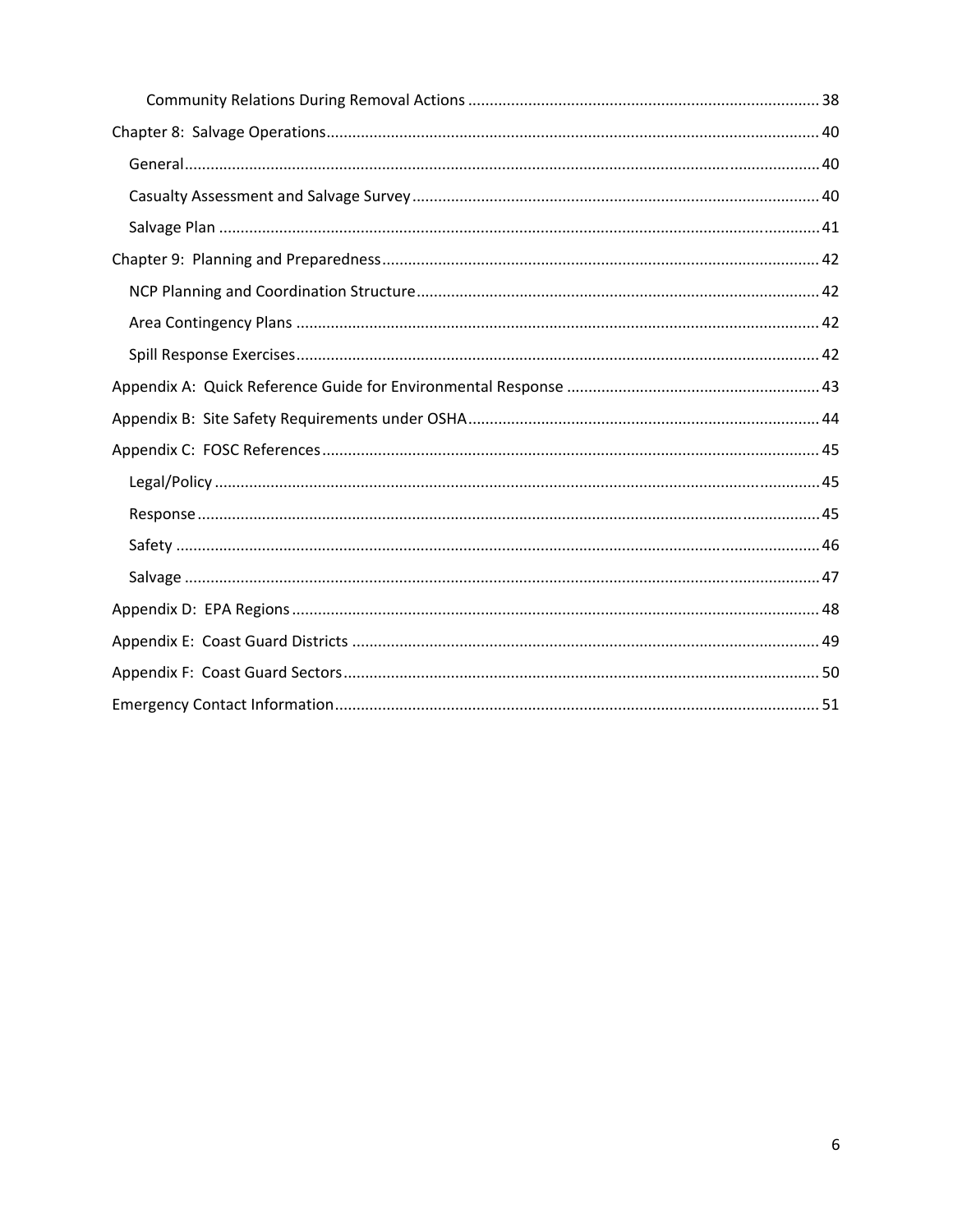Community Relations During Removal Actions ............................................................................... 38

Chapter 8: Salvage Operations................................................................................................................ 40

General................................................................................................................................................ 40

Casualty Assessment and Salvage Survey ............................................................................................ 40

Salvage Plan ......................................................................................................................................... 41

Chapter 9: Planning and Preparedness.................................................................................................... 42

NCP Planning and Coordination Structure............................................................................................ 42

Area Contingency Plans ........................................................................................................................ 42

Spill Response Exercises........................................................................................................................ 42

Appendix A: Quick Reference Guide for Environmental Response .......................................................... 43

Appendix B: Site Safety Requirements under OSHA................................................................................. 44

Appendix C: FOSC References.................................................................................................................. 45

Legal/Policy .......................................................................................................................................... 45

Response .............................................................................................................................................. 45

Safety ................................................................................................................................................... 46

Salvage ................................................................................................................................................. 47

Appendix D: EPA Regions ......................................................................................................................... 48

Appendix E: Coast Guard Districts ........................................................................................................... 49

Appendix F: Coast Guard Sectors ............................................................................................................. 50

Emergency Contact Information................................................................................................................ 51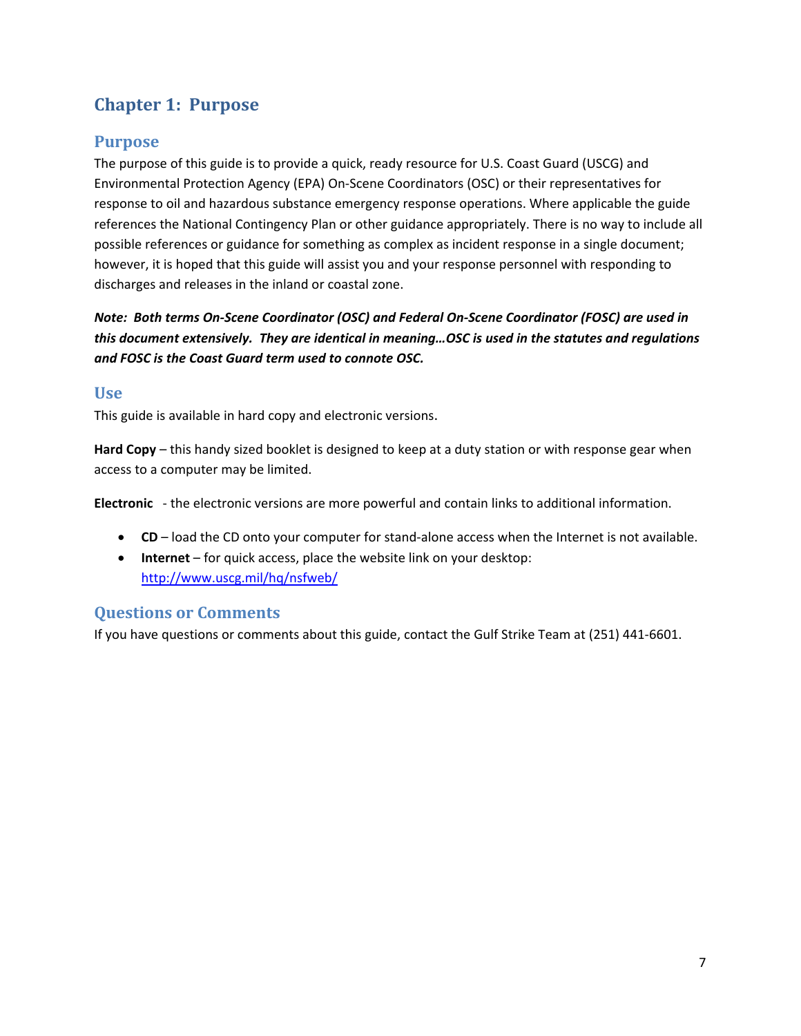# Chapter 1: Purpose

## Purpose

The purpose of this guide is to provide a quick, ready resource for U.S. Coast Guard (USCG) and Environmental Protection Agency (EPA) On-Scene Coordinators (OSC) or their representatives for response to oil and hazardous substance emergency response operations. Where applicable the guide references the National Contingency Plan or other guidance appropriately. There is no way to include all possible references or guidance for something as complex as incident response in a single document; however, it is hoped that this guide will assist you and your response personnel with responding to discharges and releases in the inland or coastal zone.

***Note: Both terms On-Scene Coordinator (OSC) and Federal On-Scene Coordinator (FOSC) are used in this document extensively. They are identical in meaning…OSC is used in the statutes and regulations and FOSC is the Coast Guard term used to connote OSC.***

## Use

This guide is available in hard copy and electronic versions.

**Hard Copy** – this handy sized booklet is designed to keep at a duty station or with response gear when access to a computer may be limited.

**Electronic** - the electronic versions are more powerful and contain links to additional information.

- **CD** – load the CD onto your computer for stand-alone access when the Internet is not available.
- **Internet** – for quick access, place the website link on your desktop: [http://www.uscg.mil/hq/nsfweb/](http://www.uscg.mil/hq/nsfweb/)

## Questions or Comments

If you have questions or comments about this guide, contact the Gulf Strike Team at (251) 441-6601.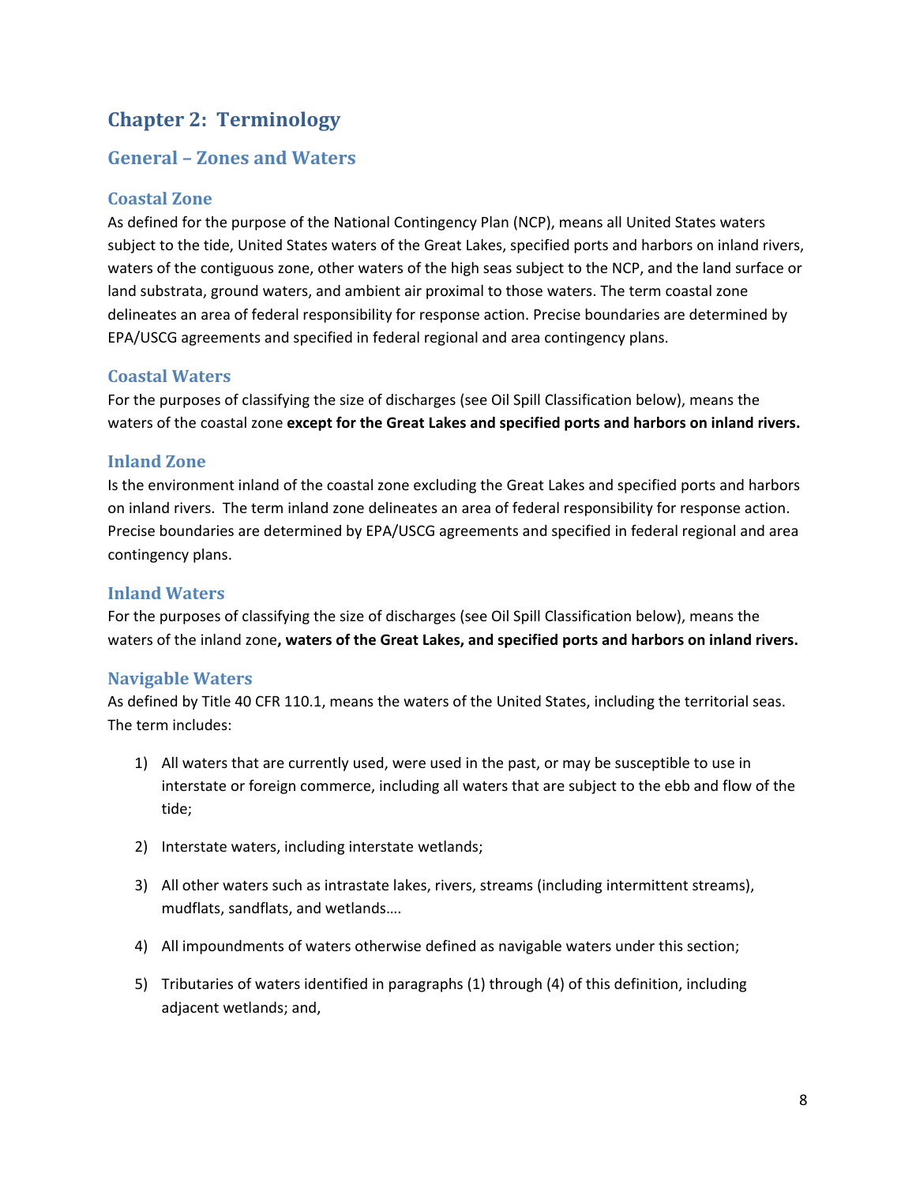# Chapter 2: Terminology

## General – Zones and Waters

### Coastal Zone

As defined for the purpose of the National Contingency Plan (NCP), means all United States waters subject to the tide, United States waters of the Great Lakes, specified ports and harbors on inland rivers, waters of the contiguous zone, other waters of the high seas subject to the NCP, and the land surface or land substrata, ground waters, and ambient air proximal to those waters. The term coastal zone delineates an area of federal responsibility for response action. Precise boundaries are determined by EPA/USCG agreements and specified in federal regional and area contingency plans.

### Coastal Waters

For the purposes of classifying the size of discharges (see Oil Spill Classification below), means the waters of the coastal zone **except for the Great Lakes and specified ports and harbors on inland rivers.**

### Inland Zone

Is the environment inland of the coastal zone excluding the Great Lakes and specified ports and harbors on inland rivers. The term inland zone delineates an area of federal responsibility for response action. Precise boundaries are determined by EPA/USCG agreements and specified in federal regional and area contingency plans.

### Inland Waters

For the purposes of classifying the size of discharges (see Oil Spill Classification below), means the waters of the inland zone**, waters of the Great Lakes, and specified ports and harbors on inland rivers.**

### Navigable Waters

As defined by Title 40 CFR 110.1, means the waters of the United States, including the territorial seas. The term includes:

1) All waters that are currently used, were used in the past, or may be susceptible to use in interstate or foreign commerce, including all waters that are subject to the ebb and flow of the tide;
2) Interstate waters, including interstate wetlands;
3) All other waters such as intrastate lakes, rivers, streams (including intermittent streams), mudflats, sandflats, and wetlands….
4) All impoundments of waters otherwise defined as navigable waters under this section;
5) Tributaries of waters identified in paragraphs (1) through (4) of this definition, including adjacent wetlands; and,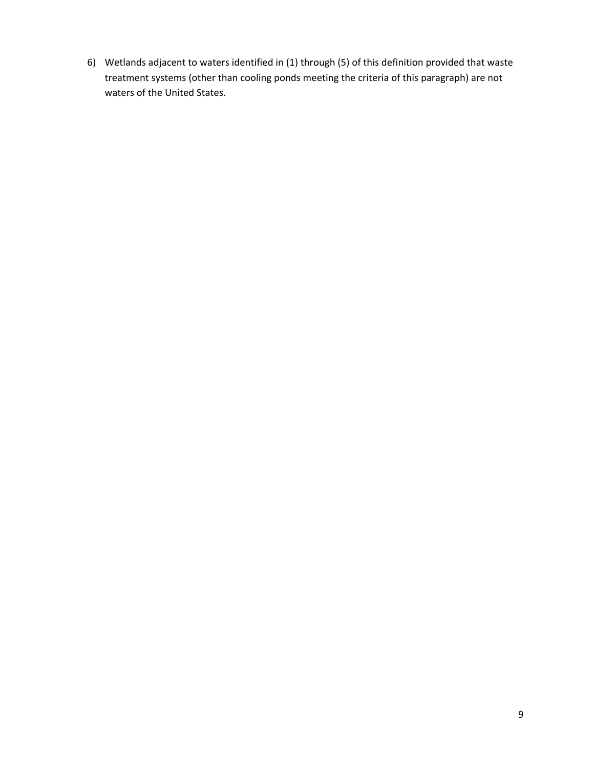6) Wetlands adjacent to waters identified in (1) through (5) of this definition provided that waste treatment systems (other than cooling ponds meeting the criteria of this paragraph) are not waters of the United States.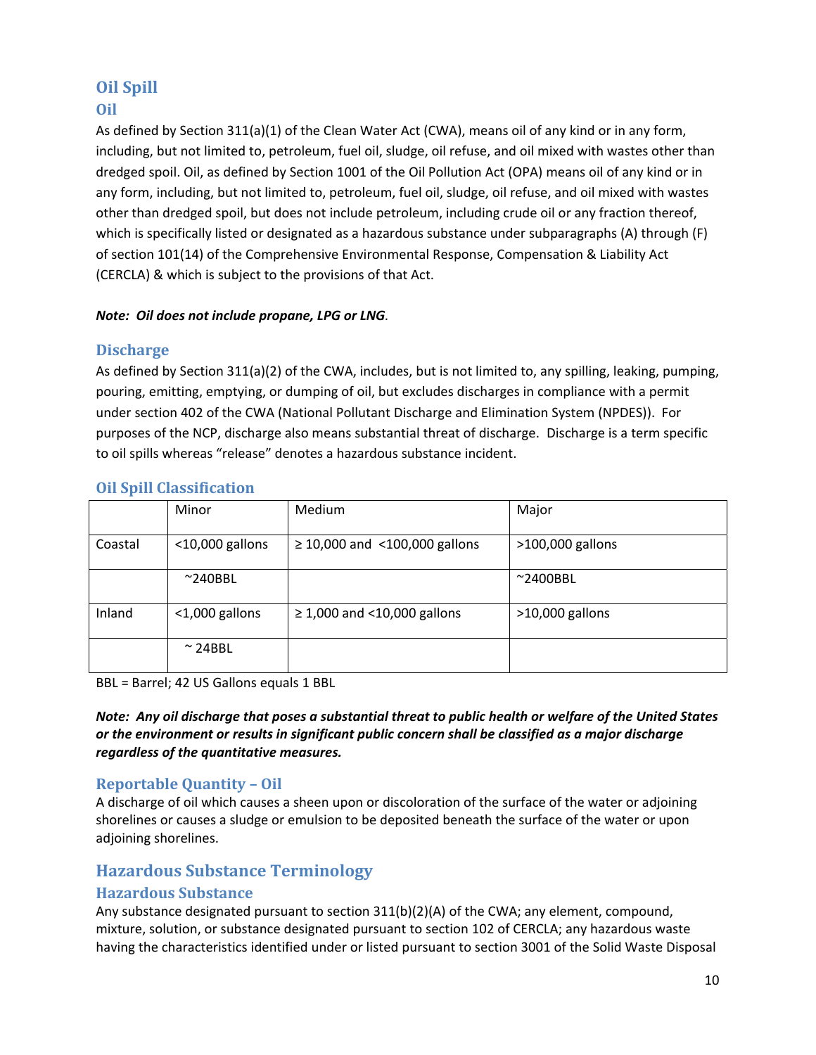## Oil Spill

### Oil

As defined by Section 311(a)(1) of the Clean Water Act (CWA), means oil of any kind or in any form, including, but not limited to, petroleum, fuel oil, sludge, oil refuse, and oil mixed with wastes other than dredged spoil. Oil, as defined by Section 1001 of the Oil Pollution Act (OPA) means oil of any kind or in any form, including, but not limited to, petroleum, fuel oil, sludge, oil refuse, and oil mixed with wastes other than dredged spoil, but does not include petroleum, including crude oil or any fraction thereof, which is specifically listed or designated as a hazardous substance under subparagraphs (A) through (F) of section 101(14) of the Comprehensive Environmental Response, Compensation & Liability Act (CERCLA) & which is subject to the provisions of that Act.

***Note: Oil does not include propane, LPG or LNG.***

### Discharge

As defined by Section 311(a)(2) of the CWA, includes, but is not limited to, any spilling, leaking, pumping, pouring, emitting, emptying, or dumping of oil, but excludes discharges in compliance with a permit under section 402 of the CWA (National Pollutant Discharge and Elimination System (NPDES)). For purposes of the NCP, discharge also means substantial threat of discharge. Discharge is a term specific to oil spills whereas "release" denotes a hazardous substance incident.

### Oil Spill Classification

| | Minor | Medium | Major |
|---|---|---|---|
| Coastal | <10,000 gallons | ≥ 10,000 and <100,000 gallons | >100,000 gallons |
| | ~240BBL | | ~2400BBL |
| Inland | <1,000 gallons | ≥ 1,000 and <10,000 gallons | >10,000 gallons |
| | ~ 24BBL | | |

BBL = Barrel; 42 US Gallons equals 1 BBL

***Note: Any oil discharge that poses a substantial threat to public health or welfare of the United States or the environment or results in significant public concern shall be classified as a major discharge regardless of the quantitative measures.***

### Reportable Quantity – Oil

A discharge of oil which causes a sheen upon or discoloration of the surface of the water or adjoining shorelines or causes a sludge or emulsion to be deposited beneath the surface of the water or upon adjoining shorelines.

## Hazardous Substance Terminology

### Hazardous Substance

Any substance designated pursuant to section 311(b)(2)(A) of the CWA; any element, compound, mixture, solution, or substance designated pursuant to section 102 of CERCLA; any hazardous waste having the characteristics identified under or listed pursuant to section 3001 of the Solid Waste Disposal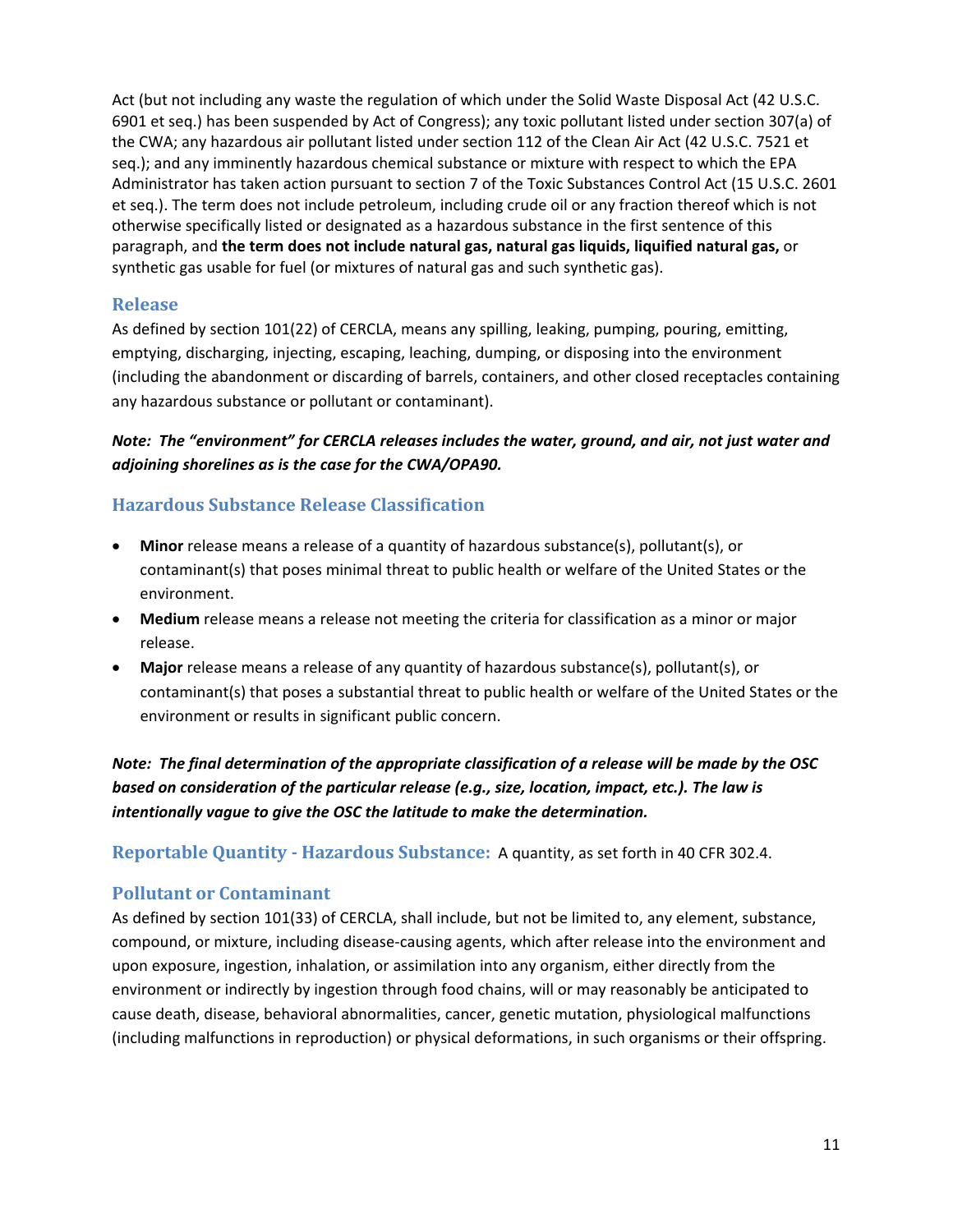Act (but not including any waste the regulation of which under the Solid Waste Disposal Act (42 U.S.C. 6901 et seq.) has been suspended by Act of Congress); any toxic pollutant listed under section 307(a) of the CWA; any hazardous air pollutant listed under section 112 of the Clean Air Act (42 U.S.C. 7521 et seq.); and any imminently hazardous chemical substance or mixture with respect to which the EPA Administrator has taken action pursuant to section 7 of the Toxic Substances Control Act (15 U.S.C. 2601 et seq.). The term does not include petroleum, including crude oil or any fraction thereof which is not otherwise specifically listed or designated as a hazardous substance in the first sentence of this paragraph, and **the term does not include natural gas, natural gas liquids, liquified natural gas,** or synthetic gas usable for fuel (or mixtures of natural gas and such synthetic gas).

### Release

As defined by section 101(22) of CERCLA, means any spilling, leaking, pumping, pouring, emitting, emptying, discharging, injecting, escaping, leaching, dumping, or disposing into the environment (including the abandonment or discarding of barrels, containers, and other closed receptacles containing any hazardous substance or pollutant or contaminant).

***Note: The "environment" for CERCLA releases includes the water, ground, and air, not just water and adjoining shorelines as is the case for the CWA/OPA90.***

### Hazardous Substance Release Classification

- **Minor** release means a release of a quantity of hazardous substance(s), pollutant(s), or contaminant(s) that poses minimal threat to public health or welfare of the United States or the environment.
- **Medium** release means a release not meeting the criteria for classification as a minor or major release.
- **Major** release means a release of any quantity of hazardous substance(s), pollutant(s), or contaminant(s) that poses a substantial threat to public health or welfare of the United States or the environment or results in significant public concern.

***Note: The final determination of the appropriate classification of a release will be made by the OSC based on consideration of the particular release (e.g., size, location, impact, etc.). The law is intentionally vague to give the OSC the latitude to make the determination.***

### Reportable Quantity - Hazardous Substance:

A quantity, as set forth in 40 CFR 302.4.

### Pollutant or Contaminant

As defined by section 101(33) of CERCLA, shall include, but not be limited to, any element, substance, compound, or mixture, including disease-causing agents, which after release into the environment and upon exposure, ingestion, inhalation, or assimilation into any organism, either directly from the environment or indirectly by ingestion through food chains, will or may reasonably be anticipated to cause death, disease, behavioral abnormalities, cancer, genetic mutation, physiological malfunctions (including malfunctions in reproduction) or physical deformations, in such organisms or their offspring.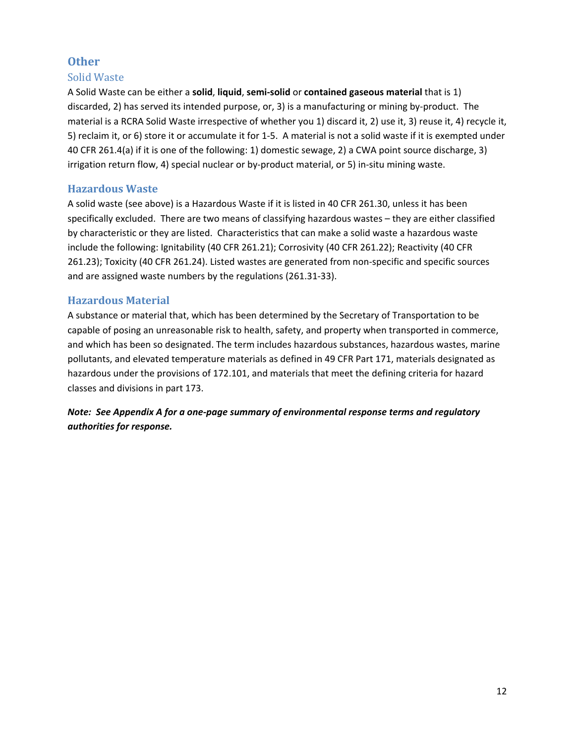## Other

### Solid Waste

A Solid Waste can be either a **solid**, **liquid**, **semi-solid** or **contained gaseous material** that is 1) discarded, 2) has served its intended purpose, or, 3) is a manufacturing or mining by-product. The material is a RCRA Solid Waste irrespective of whether you 1) discard it, 2) use it, 3) reuse it, 4) recycle it, 5) reclaim it, or 6) store it or accumulate it for 1-5. A material is not a solid waste if it is exempted under 40 CFR 261.4(a) if it is one of the following: 1) domestic sewage, 2) a CWA point source discharge, 3) irrigation return flow, 4) special nuclear or by-product material, or 5) in-situ mining waste.

## Hazardous Waste

A solid waste (see above) is a Hazardous Waste if it is listed in 40 CFR 261.30, unless it has been specifically excluded. There are two means of classifying hazardous wastes – they are either classified by characteristic or they are listed. Characteristics that can make a solid waste a hazardous waste include the following: Ignitability (40 CFR 261.21); Corrosivity (40 CFR 261.22); Reactivity (40 CFR 261.23); Toxicity (40 CFR 261.24). Listed wastes are generated from non-specific and specific sources and are assigned waste numbers by the regulations (261.31-33).

## Hazardous Material

A substance or material that, which has been determined by the Secretary of Transportation to be capable of posing an unreasonable risk to health, safety, and property when transported in commerce, and which has been so designated. The term includes hazardous substances, hazardous wastes, marine pollutants, and elevated temperature materials as defined in 49 CFR Part 171, materials designated as hazardous under the provisions of 172.101, and materials that meet the defining criteria for hazard classes and divisions in part 173.

***Note: See Appendix A for a one-page summary of environmental response terms and regulatory authorities for response.***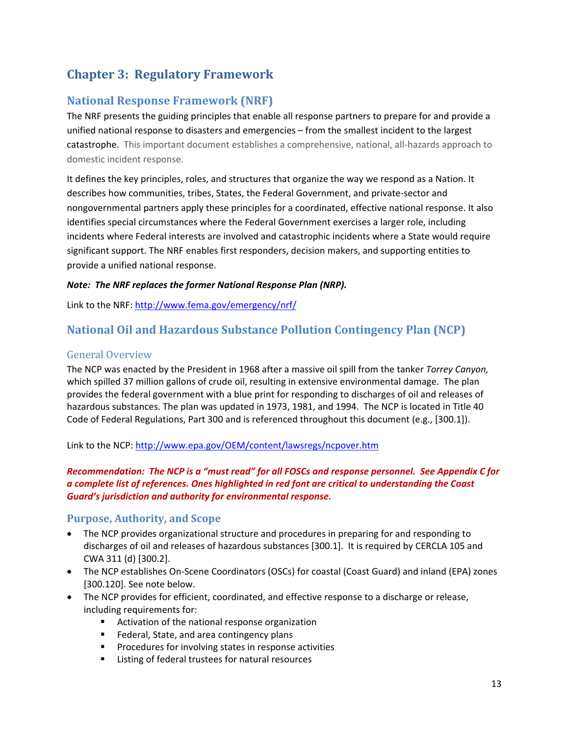# Chapter 3: Regulatory Framework

## National Response Framework (NRF)

The NRF presents the guiding principles that enable all response partners to prepare for and provide a unified national response to disasters and emergencies – from the smallest incident to the largest catastrophe. This important document establishes a comprehensive, national, all-hazards approach to domestic incident response.

It defines the key principles, roles, and structures that organize the way we respond as a Nation. It describes how communities, tribes, States, the Federal Government, and private-sector and nongovernmental partners apply these principles for a coordinated, effective national response. It also identifies special circumstances where the Federal Government exercises a larger role, including incidents where Federal interests are involved and catastrophic incidents where a State would require significant support. The NRF enables first responders, decision makers, and supporting entities to provide a unified national response.

***Note: The NRF replaces the former National Response Plan (NRP).***

Link to the NRF: http://www.fema.gov/emergency/nrf/

## National Oil and Hazardous Substance Pollution Contingency Plan (NCP)

### General Overview

The NCP was enacted by the President in 1968 after a massive oil spill from the tanker *Torrey Canyon,* which spilled 37 million gallons of crude oil, resulting in extensive environmental damage. The plan provides the federal government with a blue print for responding to discharges of oil and releases of hazardous substances. The plan was updated in 1973, 1981, and 1994. The NCP is located in Title 40 Code of Federal Regulations, Part 300 and is referenced throughout this document (e.g., [300.1]).

Link to the NCP: http://www.epa.gov/OEM/content/lawsregs/ncpover.htm

***Recommendation: The NCP is a "must read" for all FOSCs and response personnel. See Appendix C for a complete list of references. Ones highlighted in red font are critical to understanding the Coast Guard's jurisdiction and authority for environmental response.***

## Purpose, Authority, and Scope

- The NCP provides organizational structure and procedures in preparing for and responding to discharges of oil and releases of hazardous substances [300.1]. It is required by CERCLA 105 and CWA 311 (d) [300.2].
- The NCP establishes On-Scene Coordinators (OSCs) for coastal (Coast Guard) and inland (EPA) zones [300.120]. See note below.
- The NCP provides for efficient, coordinated, and effective response to a discharge or release, including requirements for:
  - Activation of the national response organization
  - Federal, State, and area contingency plans
  - Procedures for involving states in response activities
  - Listing of federal trustees for natural resources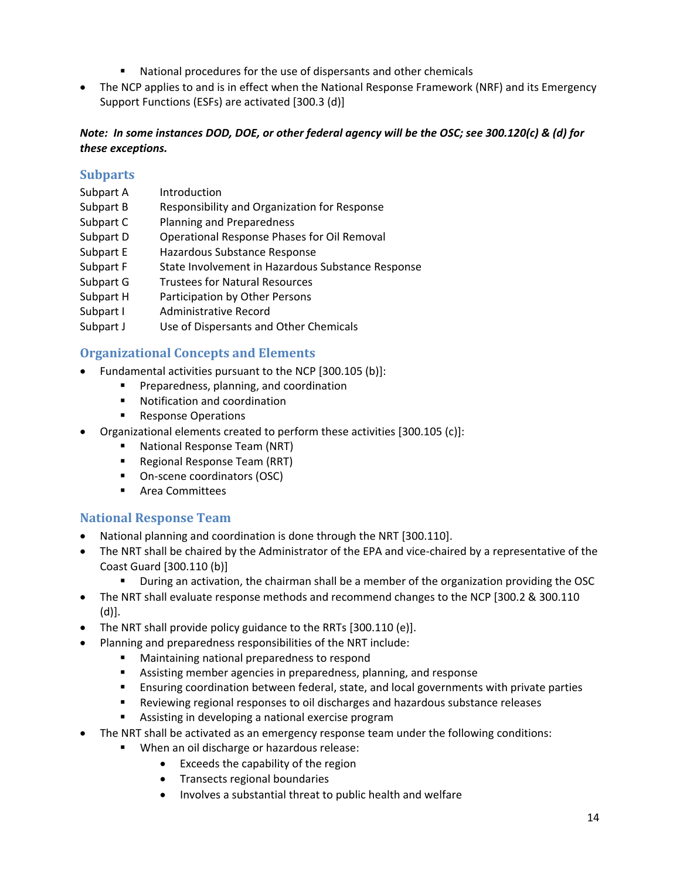- National procedures for the use of dispersants and other chemicals
- The NCP applies to and is in effect when the National Response Framework (NRF) and its Emergency Support Functions (ESFs) are activated [300.3 (d)]

***Note: In some instances DOD, DOE, or other federal agency will be the OSC; see 300.120(c) & (d) for these exceptions.***

## Subparts

| | |
|---|---|
| Subpart A | Introduction |
| Subpart B | Responsibility and Organization for Response |
| Subpart C | Planning and Preparedness |
| Subpart D | Operational Response Phases for Oil Removal |
| Subpart E | Hazardous Substance Response |
| Subpart F | State Involvement in Hazardous Substance Response |
| Subpart G | Trustees for Natural Resources |
| Subpart H | Participation by Other Persons |
| Subpart I | Administrative Record |
| Subpart J | Use of Dispersants and Other Chemicals |

## Organizational Concepts and Elements

- Fundamental activities pursuant to the NCP [300.105 (b)]:
    - Preparedness, planning, and coordination
    - Notification and coordination
    - Response Operations
- Organizational elements created to perform these activities [300.105 (c)]:
    - National Response Team (NRT)
    - Regional Response Team (RRT)
    - On-scene coordinators (OSC)
    - Area Committees

## National Response Team

- National planning and coordination is done through the NRT [300.110].
- The NRT shall be chaired by the Administrator of the EPA and vice-chaired by a representative of the Coast Guard [300.110 (b)]
    - During an activation, the chairman shall be a member of the organization providing the OSC
- The NRT shall evaluate response methods and recommend changes to the NCP [300.2 & 300.110 (d)].
- The NRT shall provide policy guidance to the RRTs [300.110 (e)].
- Planning and preparedness responsibilities of the NRT include:
    - Maintaining national preparedness to respond
    - Assisting member agencies in preparedness, planning, and response
    - Ensuring coordination between federal, state, and local governments with private parties
    - Reviewing regional responses to oil discharges and hazardous substance releases
    - Assisting in developing a national exercise program
- The NRT shall be activated as an emergency response team under the following conditions:
    - When an oil discharge or hazardous release:
        - Exceeds the capability of the region
        - Transects regional boundaries
        - Involves a substantial threat to public health and welfare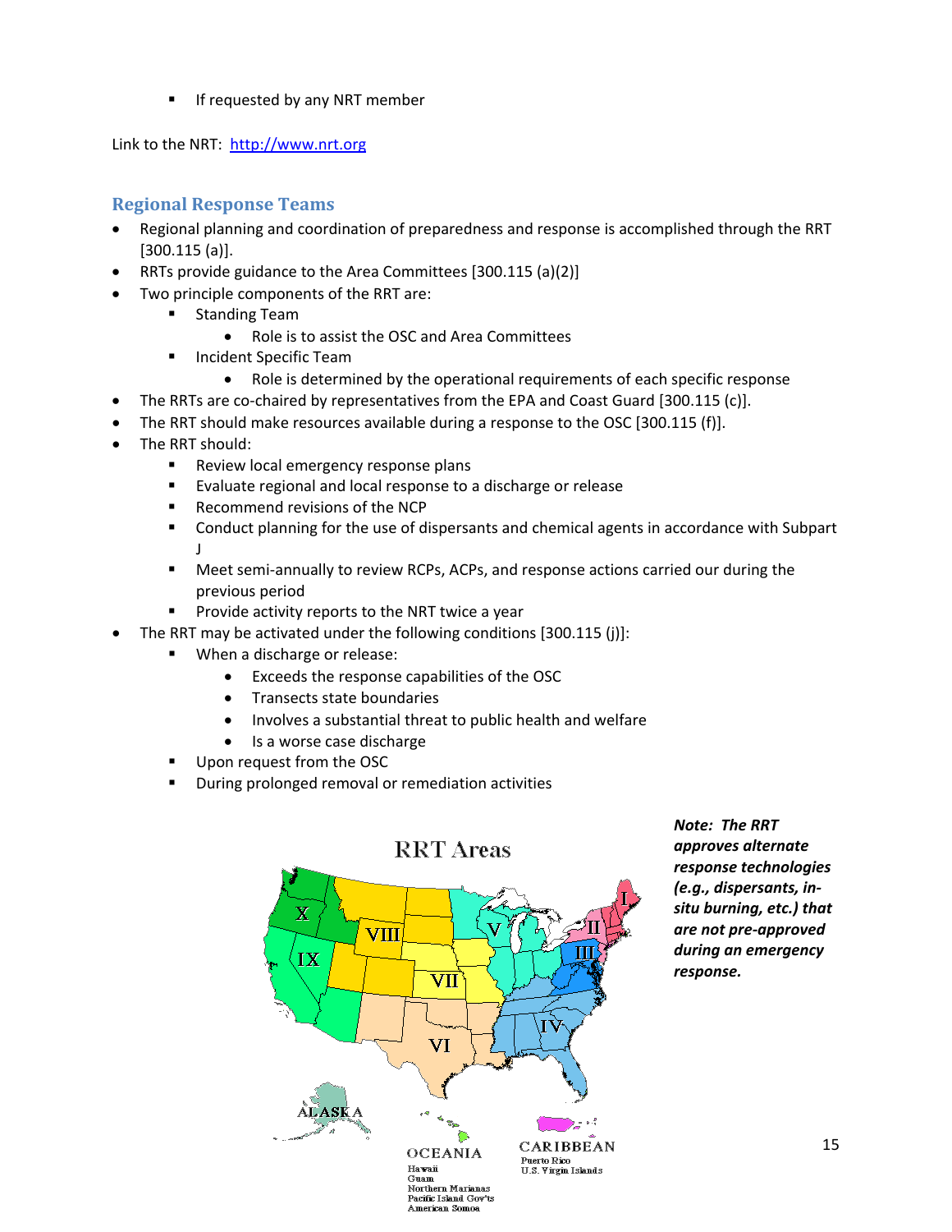- If requested by any NRT member

Link to the NRT: http://www.nrt.org

## Regional Response Teams

- Regional planning and coordination of preparedness and response is accomplished through the RRT [300.115 (a)].
- RRTs provide guidance to the Area Committees [300.115 (a)(2)]
- Two principle components of the RRT are:
  - Standing Team
    - Role is to assist the OSC and Area Committees
  - Incident Specific Team
    - Role is determined by the operational requirements of each specific response
- The RRTs are co-chaired by representatives from the EPA and Coast Guard [300.115 (c)].
- The RRT should make resources available during a response to the OSC [300.115 (f)].
- The RRT should:
  - Review local emergency response plans
  - Evaluate regional and local response to a discharge or release
  - Recommend revisions of the NCP
  - Conduct planning for the use of dispersants and chemical agents in accordance with Subpart J
  - Meet semi-annually to review RCPs, ACPs, and response actions carried our during the previous period
  - Provide activity reports to the NRT twice a year
- The RRT may be activated under the following conditions [300.115 (j)]:
  - When a discharge or release:
    - Exceeds the response capabilities of the OSC
    - Transects state boundaries
    - Involves a substantial threat to public health and welfare
    - Is a worse case discharge
  - Upon request from the OSC
  - During prolonged removal or remediation activities

RRT Areas

ALASKA

OCEANIA
Hawaii
Guam
Northern Marianas
Pacific Island Gov'ts
American Somoa

CARIBBEAN
Puerto Rico
U.S. Virgin Islands

*Note: The RRT approves alternate response technologies (e.g., dispersants, in-situ burning, etc.) that are not pre-approved during an emergency response.*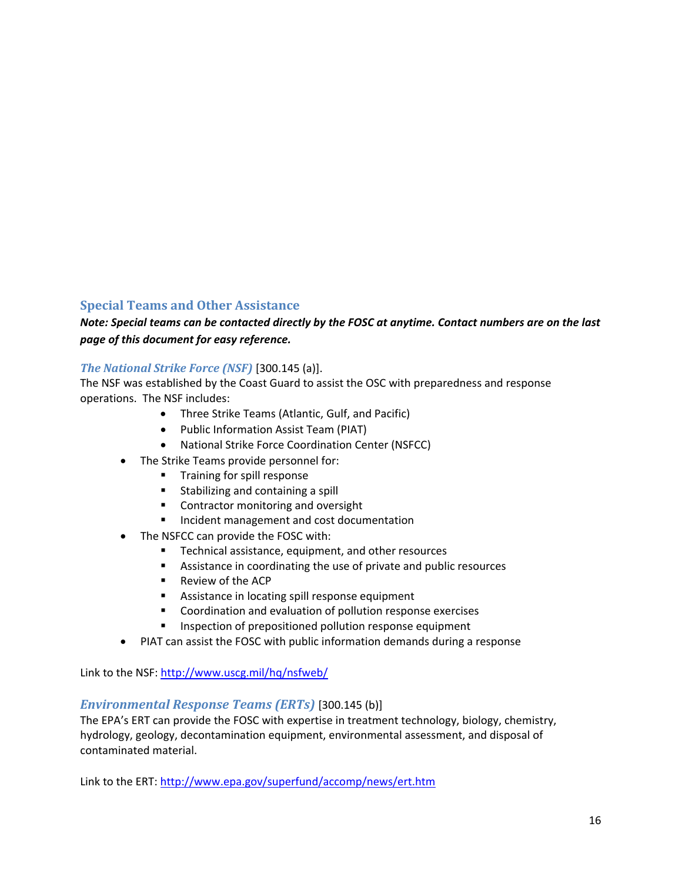## Special Teams and Other Assistance

***Note: Special teams can be contacted directly by the FOSC at anytime. Contact numbers are on the last page of this document for easy reference.***

### *The National Strike Force (NSF)* [300.145 (a)].

The NSF was established by the Coast Guard to assist the OSC with preparedness and response operations. The NSF includes:

- Three Strike Teams (Atlantic, Gulf, and Pacific)
- Public Information Assist Team (PIAT)
- National Strike Force Coordination Center (NSFCC)

- The Strike Teams provide personnel for:
  - Training for spill response
  - Stabilizing and containing a spill
  - Contractor monitoring and oversight
  - Incident management and cost documentation
- The NSFCC can provide the FOSC with:
  - Technical assistance, equipment, and other resources
  - Assistance in coordinating the use of private and public resources
  - Review of the ACP
  - Assistance in locating spill response equipment
  - Coordination and evaluation of pollution response exercises
  - Inspection of prepositioned pollution response equipment
- PIAT can assist the FOSC with public information demands during a response

Link to the NSF: [http://www.uscg.mil/hq/nsfweb/](http://www.uscg.mil/hq/nsfweb/)

### *Environmental Response Teams (ERTs)* [300.145 (b)]

The EPA's ERT can provide the FOSC with expertise in treatment technology, biology, chemistry, hydrology, geology, decontamination equipment, environmental assessment, and disposal of contaminated material.

Link to the ERT: [http://www.epa.gov/superfund/accomp/news/ert.htm](http://www.epa.gov/superfund/accomp/news/ert.htm)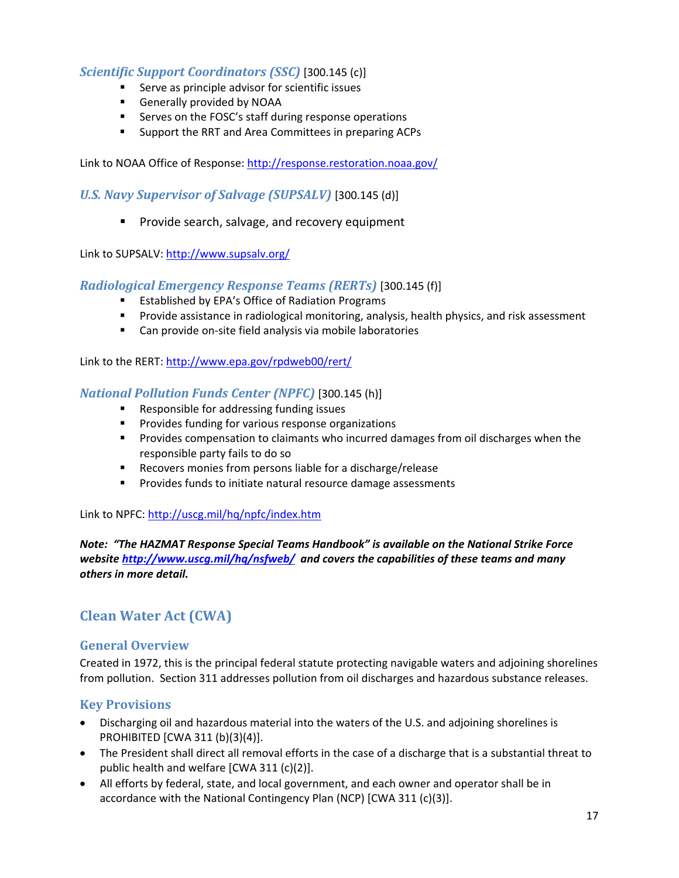### *Scientific Support Coordinators (SSC)* [300.145 (c)]

- Serve as principle advisor for scientific issues
- Generally provided by NOAA
- Serves on the FOSC's staff during response operations
- Support the RRT and Area Committees in preparing ACPs

Link to NOAA Office of Response: http://response.restoration.noaa.gov/

### *U.S. Navy Supervisor of Salvage (SUPSALV)* [300.145 (d)]

- Provide search, salvage, and recovery equipment

Link to SUPSALV: http://www.supsalv.org/

### *Radiological Emergency Response Teams (RERTs)* [300.145 (f)]

- Established by EPA's Office of Radiation Programs
- Provide assistance in radiological monitoring, analysis, health physics, and risk assessment
- Can provide on-site field analysis via mobile laboratories

Link to the RERT: http://www.epa.gov/rpdweb00/rert/

### *National Pollution Funds Center (NPFC)* [300.145 (h)]

- Responsible for addressing funding issues
- Provides funding for various response organizations
- Provides compensation to claimants who incurred damages from oil discharges when the responsible party fails to do so
- Recovers monies from persons liable for a discharge/release
- Provides funds to initiate natural resource damage assessments

Link to NPFC: http://uscg.mil/hq/npfc/index.htm

***Note: "The HAZMAT Response Special Teams Handbook" is available on the National Strike Force website http://www.uscg.mil/hq/nsfweb/ and covers the capabilities of these teams and many others in more detail.***

## Clean Water Act (CWA)

### General Overview

Created in 1972, this is the principal federal statute protecting navigable waters and adjoining shorelines from pollution. Section 311 addresses pollution from oil discharges and hazardous substance releases.

### Key Provisions

- Discharging oil and hazardous material into the waters of the U.S. and adjoining shorelines is PROHIBITED [CWA 311 (b)(3)(4)].
- The President shall direct all removal efforts in the case of a discharge that is a substantial threat to public health and welfare [CWA 311 (c)(2)].
- All efforts by federal, state, and local government, and each owner and operator shall be in accordance with the National Contingency Plan (NCP) [CWA 311 (c)(3)].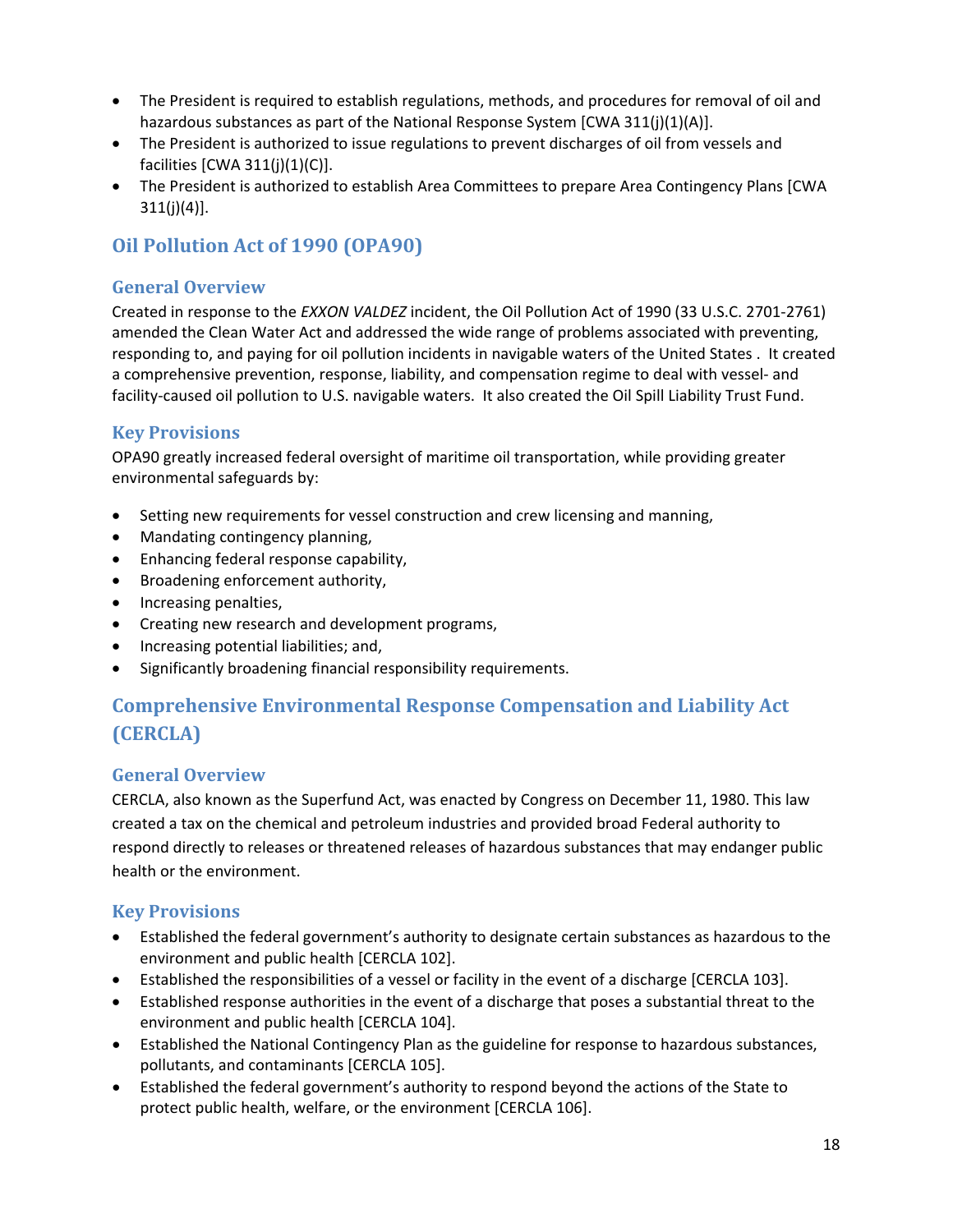- The President is required to establish regulations, methods, and procedures for removal of oil and hazardous substances as part of the National Response System [CWA 311(j)(1)(A)].
- The President is authorized to issue regulations to prevent discharges of oil from vessels and facilities [CWA 311(j)(1)(C)].
- The President is authorized to establish Area Committees to prepare Area Contingency Plans [CWA 311(j)(4)].

## Oil Pollution Act of 1990 (OPA90)

### General Overview

Created in response to the *EXXON VALDEZ* incident, the Oil Pollution Act of 1990 (33 U.S.C. 2701-2761) amended the Clean Water Act and addressed the wide range of problems associated with preventing, responding to, and paying for oil pollution incidents in navigable waters of the United States . It created a comprehensive prevention, response, liability, and compensation regime to deal with vessel- and facility-caused oil pollution to U.S. navigable waters. It also created the Oil Spill Liability Trust Fund.

### Key Provisions

OPA90 greatly increased federal oversight of maritime oil transportation, while providing greater environmental safeguards by:

- Setting new requirements for vessel construction and crew licensing and manning,
- Mandating contingency planning,
- Enhancing federal response capability,
- Broadening enforcement authority,
- Increasing penalties,
- Creating new research and development programs,
- Increasing potential liabilities; and,
- Significantly broadening financial responsibility requirements.

## Comprehensive Environmental Response Compensation and Liability Act (CERCLA)

### General Overview

CERCLA, also known as the Superfund Act, was enacted by Congress on December 11, 1980. This law created a tax on the chemical and petroleum industries and provided broad Federal authority to respond directly to releases or threatened releases of hazardous substances that may endanger public health or the environment.

### Key Provisions

- Established the federal government's authority to designate certain substances as hazardous to the environment and public health [CERCLA 102].
- Established the responsibilities of a vessel or facility in the event of a discharge [CERCLA 103].
- Established response authorities in the event of a discharge that poses a substantial threat to the environment and public health [CERCLA 104].
- Established the National Contingency Plan as the guideline for response to hazardous substances, pollutants, and contaminants [CERCLA 105].
- Established the federal government's authority to respond beyond the actions of the State to protect public health, welfare, or the environment [CERCLA 106].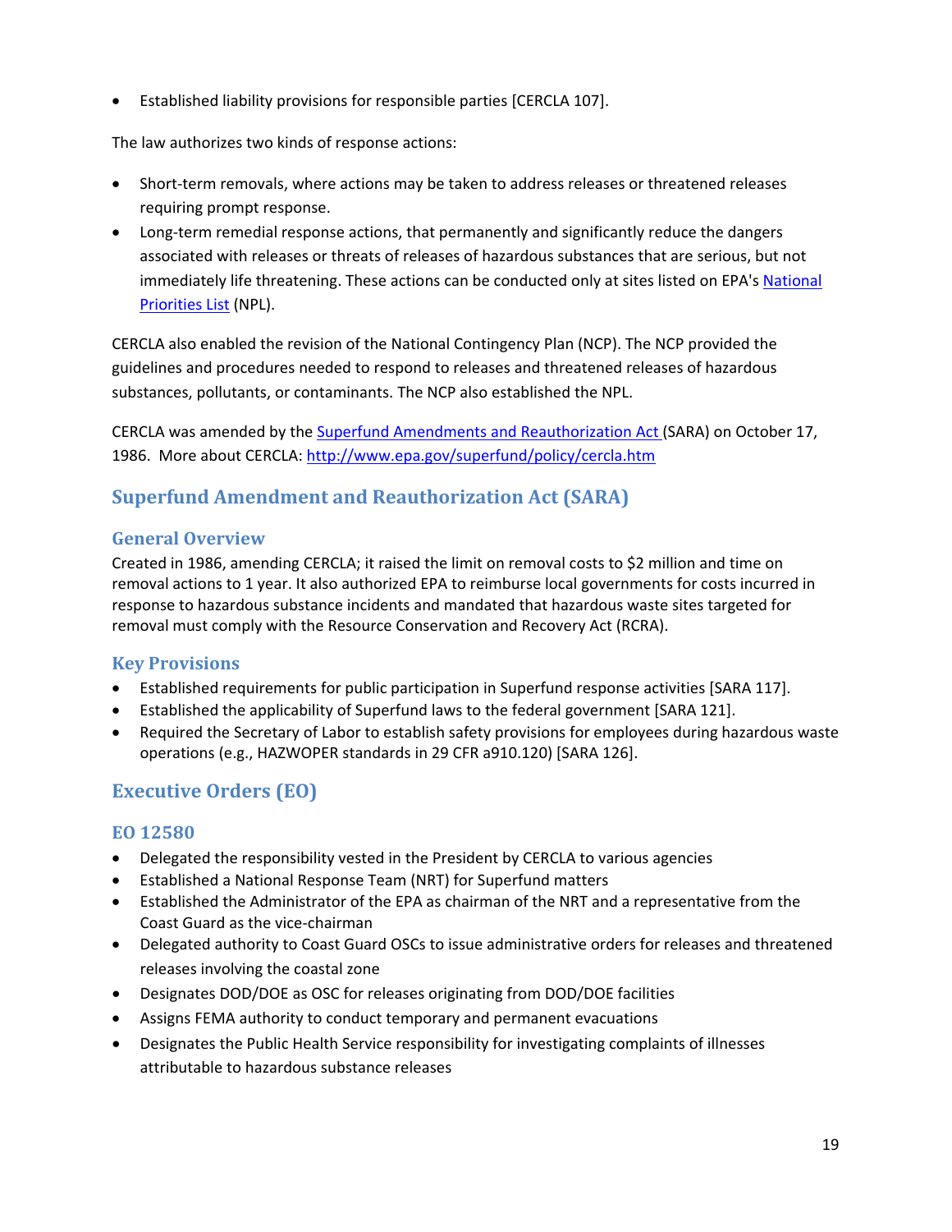- Established liability provisions for responsible parties [CERCLA 107].

The law authorizes two kinds of response actions:

- Short-term removals, where actions may be taken to address releases or threatened releases requiring prompt response.
- Long-term remedial response actions, that permanently and significantly reduce the dangers associated with releases or threats of releases of hazardous substances that are serious, but not immediately life threatening. These actions can be conducted only at sites listed on EPA's National Priorities List (NPL).

CERCLA also enabled the revision of the National Contingency Plan (NCP). The NCP provided the guidelines and procedures needed to respond to releases and threatened releases of hazardous substances, pollutants, or contaminants. The NCP also established the NPL.

CERCLA was amended by the Superfund Amendments and Reauthorization Act (SARA) on October 17, 1986. More about CERCLA: http://www.epa.gov/superfund/policy/cercla.htm

## Superfund Amendment and Reauthorization Act (SARA)

### General Overview

Created in 1986, amending CERCLA; it raised the limit on removal costs to $2 million and time on removal actions to 1 year. It also authorized EPA to reimburse local governments for costs incurred in response to hazardous substance incidents and mandated that hazardous waste sites targeted for removal must comply with the Resource Conservation and Recovery Act (RCRA).

### Key Provisions

- Established requirements for public participation in Superfund response activities [SARA 117].
- Established the applicability of Superfund laws to the federal government [SARA 121].
- Required the Secretary of Labor to establish safety provisions for employees during hazardous waste operations (e.g., HAZWOPER standards in 29 CFR a910.120) [SARA 126].

## Executive Orders (EO)

### EO 12580

- Delegated the responsibility vested in the President by CERCLA to various agencies
- Established a National Response Team (NRT) for Superfund matters
- Established the Administrator of the EPA as chairman of the NRT and a representative from the Coast Guard as the vice-chairman
- Delegated authority to Coast Guard OSCs to issue administrative orders for releases and threatened releases involving the coastal zone
- Designates DOD/DOE as OSC for releases originating from DOD/DOE facilities
- Assigns FEMA authority to conduct temporary and permanent evacuations
- Designates the Public Health Service responsibility for investigating complaints of illnesses attributable to hazardous substance releases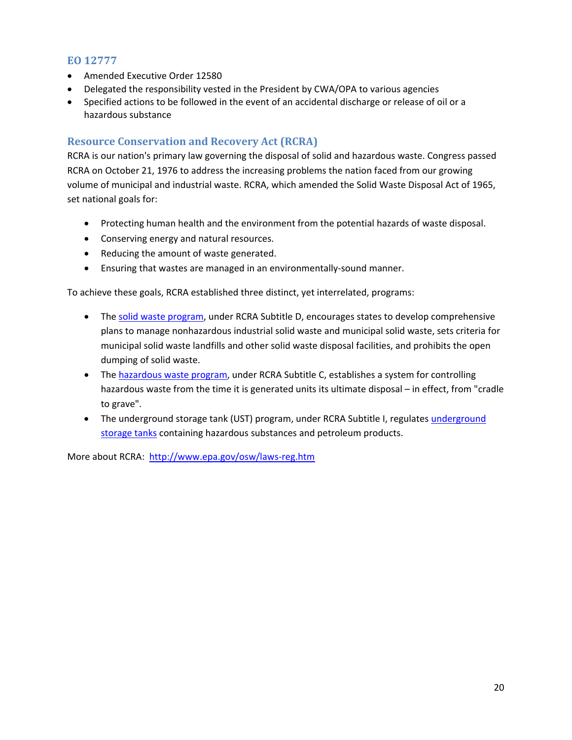## EO 12777

- Amended Executive Order 12580
- Delegated the responsibility vested in the President by CWA/OPA to various agencies
- Specified actions to be followed in the event of an accidental discharge or release of oil or a hazardous substance

## Resource Conservation and Recovery Act (RCRA)

RCRA is our nation's primary law governing the disposal of solid and hazardous waste. Congress passed RCRA on October 21, 1976 to address the increasing problems the nation faced from our growing volume of municipal and industrial waste. RCRA, which amended the Solid Waste Disposal Act of 1965, set national goals for:

- Protecting human health and the environment from the potential hazards of waste disposal.
- Conserving energy and natural resources.
- Reducing the amount of waste generated.
- Ensuring that wastes are managed in an environmentally-sound manner.

To achieve these goals, RCRA established three distinct, yet interrelated, programs:

- The solid waste program, under RCRA Subtitle D, encourages states to develop comprehensive plans to manage nonhazardous industrial solid waste and municipal solid waste, sets criteria for municipal solid waste landfills and other solid waste disposal facilities, and prohibits the open dumping of solid waste.
- The hazardous waste program, under RCRA Subtitle C, establishes a system for controlling hazardous waste from the time it is generated units its ultimate disposal – in effect, from "cradle to grave".
- The underground storage tank (UST) program, under RCRA Subtitle I, regulates underground storage tanks containing hazardous substances and petroleum products.

More about RCRA: http://www.epa.gov/osw/laws-reg.htm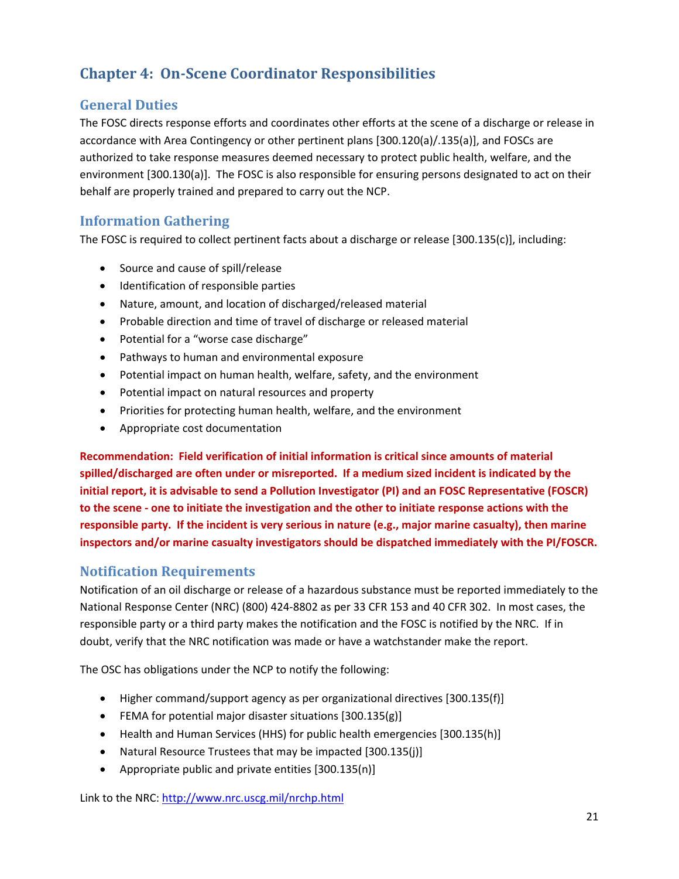# Chapter 4: On-Scene Coordinator Responsibilities

## General Duties

The FOSC directs response efforts and coordinates other efforts at the scene of a discharge or release in accordance with Area Contingency or other pertinent plans [300.120(a)/.135(a)], and FOSCs are authorized to take response measures deemed necessary to protect public health, welfare, and the environment [300.130(a)]. The FOSC is also responsible for ensuring persons designated to act on their behalf are properly trained and prepared to carry out the NCP.

## Information Gathering

The FOSC is required to collect pertinent facts about a discharge or release [300.135(c)], including:

- Source and cause of spill/release
- Identification of responsible parties
- Nature, amount, and location of discharged/released material
- Probable direction and time of travel of discharge or released material
- Potential for a "worse case discharge"
- Pathways to human and environmental exposure
- Potential impact on human health, welfare, safety, and the environment
- Potential impact on natural resources and property
- Priorities for protecting human health, welfare, and the environment
- Appropriate cost documentation

**Recommendation: Field verification of initial information is critical since amounts of material spilled/discharged are often under or misreported. If a medium sized incident is indicated by the initial report, it is advisable to send a Pollution Investigator (PI) and an FOSC Representative (FOSCR) to the scene - one to initiate the investigation and the other to initiate response actions with the responsible party. If the incident is very serious in nature (e.g., major marine casualty), then marine inspectors and/or marine casualty investigators should be dispatched immediately with the PI/FOSCR.**

## Notification Requirements

Notification of an oil discharge or release of a hazardous substance must be reported immediately to the National Response Center (NRC) (800) 424-8802 as per 33 CFR 153 and 40 CFR 302. In most cases, the responsible party or a third party makes the notification and the FOSC is notified by the NRC. If in doubt, verify that the NRC notification was made or have a watchstander make the report.

The OSC has obligations under the NCP to notify the following:

- Higher command/support agency as per organizational directives [300.135(f)]
- FEMA for potential major disaster situations [300.135(g)]
- Health and Human Services (HHS) for public health emergencies [300.135(h)]
- Natural Resource Trustees that may be impacted [300.135(j)]
- Appropriate public and private entities [300.135(n)]

Link to the NRC: [http://www.nrc.uscg.mil/nrchp.html](http://www.nrc.uscg.mil/nrchp.html)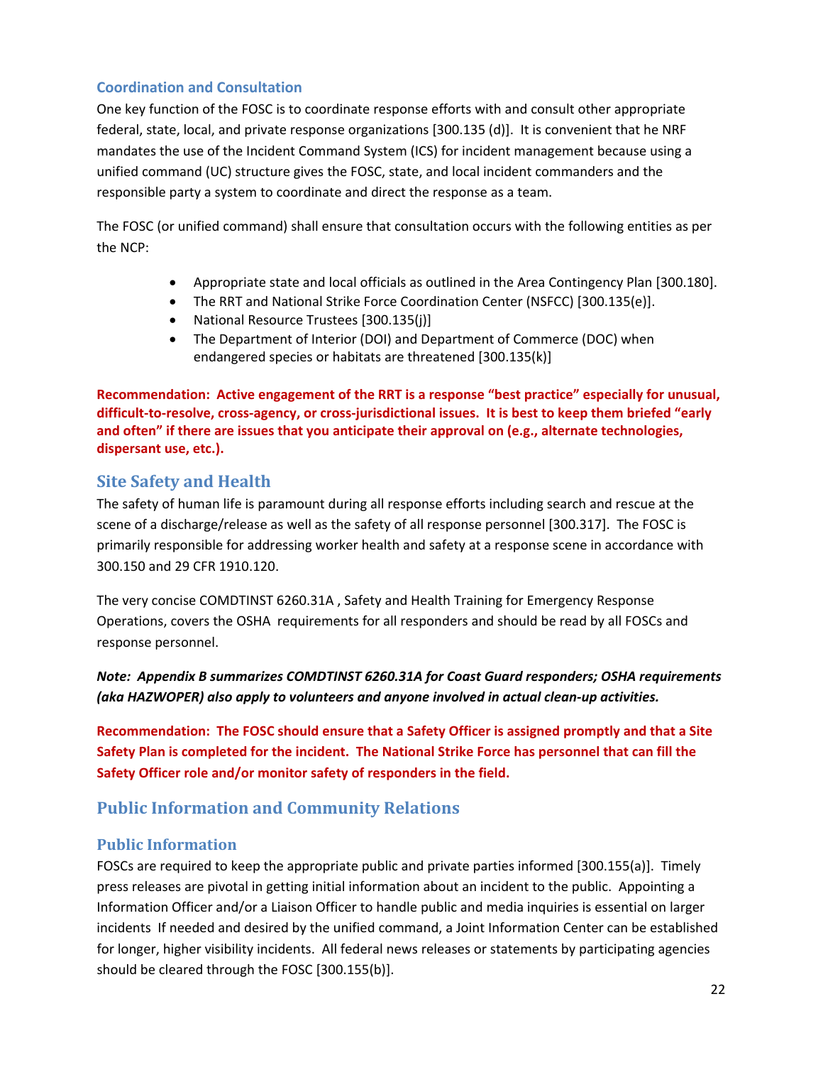### Coordination and Consultation

One key function of the FOSC is to coordinate response efforts with and consult other appropriate federal, state, local, and private response organizations [300.135 (d)]. It is convenient that he NRF mandates the use of the Incident Command System (ICS) for incident management because using a unified command (UC) structure gives the FOSC, state, and local incident commanders and the responsible party a system to coordinate and direct the response as a team.

The FOSC (or unified command) shall ensure that consultation occurs with the following entities as per the NCP:

- Appropriate state and local officials as outlined in the Area Contingency Plan [300.180].
- The RRT and National Strike Force Coordination Center (NSFCC) [300.135(e)].
- National Resource Trustees [300.135(j)]
- The Department of Interior (DOI) and Department of Commerce (DOC) when endangered species or habitats are threatened [300.135(k)]

**Recommendation: Active engagement of the RRT is a response "best practice" especially for unusual, difficult-to-resolve, cross-agency, or cross-jurisdictional issues. It is best to keep them briefed "early and often" if there are issues that you anticipate their approval on (e.g., alternate technologies, dispersant use, etc.).**

## Site Safety and Health

The safety of human life is paramount during all response efforts including search and rescue at the scene of a discharge/release as well as the safety of all response personnel [300.317]. The FOSC is primarily responsible for addressing worker health and safety at a response scene in accordance with 300.150 and 29 CFR 1910.120.

The very concise COMDTINST 6260.31A , Safety and Health Training for Emergency Response Operations, covers the OSHA requirements for all responders and should be read by all FOSCs and response personnel.

***Note: Appendix B summarizes COMDTINST 6260.31A for Coast Guard responders; OSHA requirements (aka HAZWOPER) also apply to volunteers and anyone involved in actual clean-up activities.***

**Recommendation: The FOSC should ensure that a Safety Officer is assigned promptly and that a Site Safety Plan is completed for the incident. The National Strike Force has personnel that can fill the Safety Officer role and/or monitor safety of responders in the field.**

## Public Information and Community Relations

### Public Information

FOSCs are required to keep the appropriate public and private parties informed [300.155(a)]. Timely press releases are pivotal in getting initial information about an incident to the public. Appointing a Information Officer and/or a Liaison Officer to handle public and media inquiries is essential on larger incidents If needed and desired by the unified command, a Joint Information Center can be established for longer, higher visibility incidents. All federal news releases or statements by participating agencies should be cleared through the FOSC [300.155(b)].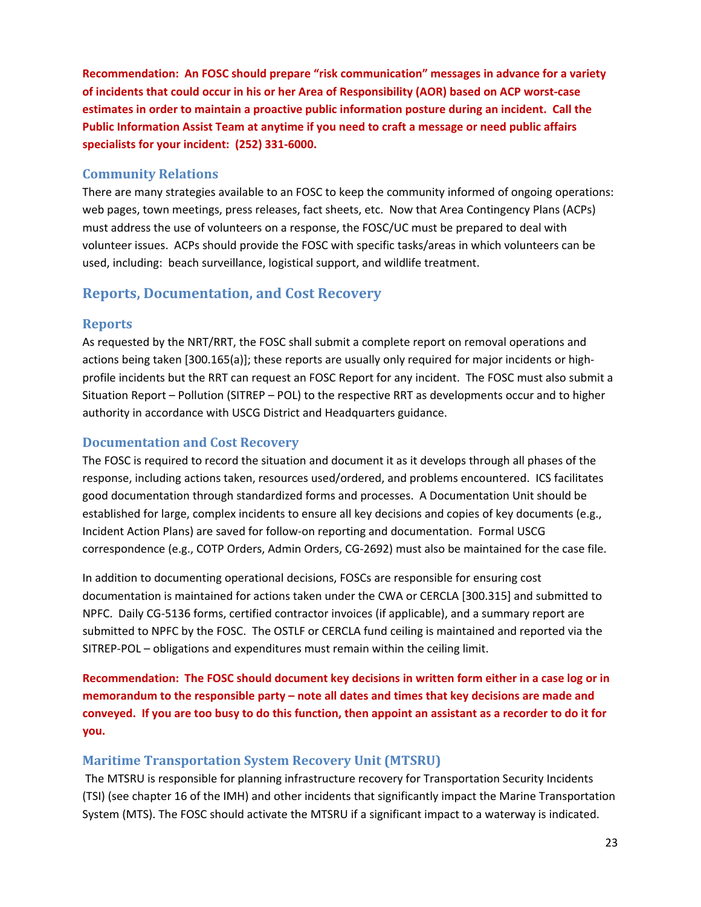**Recommendation: An FOSC should prepare "risk communication" messages in advance for a variety of incidents that could occur in his or her Area of Responsibility (AOR) based on ACP worst-case estimates in order to maintain a proactive public information posture during an incident. Call the Public Information Assist Team at anytime if you need to craft a message or need public affairs specialists for your incident: (252) 331-6000.**

### Community Relations

There are many strategies available to an FOSC to keep the community informed of ongoing operations: web pages, town meetings, press releases, fact sheets, etc. Now that Area Contingency Plans (ACPs) must address the use of volunteers on a response, the FOSC/UC must be prepared to deal with volunteer issues. ACPs should provide the FOSC with specific tasks/areas in which volunteers can be used, including: beach surveillance, logistical support, and wildlife treatment.

## Reports, Documentation, and Cost Recovery

### Reports

As requested by the NRT/RRT, the FOSC shall submit a complete report on removal operations and actions being taken [300.165(a)]; these reports are usually only required for major incidents or high-profile incidents but the RRT can request an FOSC Report for any incident. The FOSC must also submit a Situation Report – Pollution (SITREP – POL) to the respective RRT as developments occur and to higher authority in accordance with USCG District and Headquarters guidance.

### Documentation and Cost Recovery

The FOSC is required to record the situation and document it as it develops through all phases of the response, including actions taken, resources used/ordered, and problems encountered. ICS facilitates good documentation through standardized forms and processes. A Documentation Unit should be established for large, complex incidents to ensure all key decisions and copies of key documents (e.g., Incident Action Plans) are saved for follow-on reporting and documentation. Formal USCG correspondence (e.g., COTP Orders, Admin Orders, CG-2692) must also be maintained for the case file.

In addition to documenting operational decisions, FOSCs are responsible for ensuring cost documentation is maintained for actions taken under the CWA or CERCLA [300.315] and submitted to NPFC. Daily CG-5136 forms, certified contractor invoices (if applicable), and a summary report are submitted to NPFC by the FOSC. The OSTLF or CERCLA fund ceiling is maintained and reported via the SITREP-POL – obligations and expenditures must remain within the ceiling limit.

**Recommendation: The FOSC should document key decisions in written form either in a case log or in memorandum to the responsible party – note all dates and times that key decisions are made and conveyed. If you are too busy to do this function, then appoint an assistant as a recorder to do it for you.**

### Maritime Transportation System Recovery Unit (MTSRU)

The MTSRU is responsible for planning infrastructure recovery for Transportation Security Incidents (TSI) (see chapter 16 of the IMH) and other incidents that significantly impact the Marine Transportation System (MTS). The FOSC should activate the MTSRU if a significant impact to a waterway is indicated.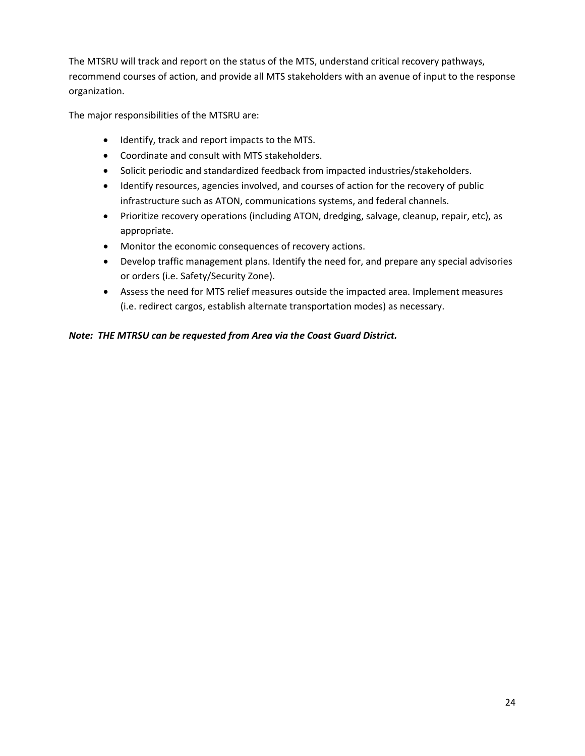The MTSRU will track and report on the status of the MTS, understand critical recovery pathways, recommend courses of action, and provide all MTS stakeholders with an avenue of input to the response organization.

The major responsibilities of the MTSRU are:

- Identify, track and report impacts to the MTS.
- Coordinate and consult with MTS stakeholders.
- Solicit periodic and standardized feedback from impacted industries/stakeholders.
- Identify resources, agencies involved, and courses of action for the recovery of public infrastructure such as ATON, communications systems, and federal channels.
- Prioritize recovery operations (including ATON, dredging, salvage, cleanup, repair, etc), as appropriate.
- Monitor the economic consequences of recovery actions.
- Develop traffic management plans. Identify the need for, and prepare any special advisories or orders (i.e. Safety/Security Zone).
- Assess the need for MTS relief measures outside the impacted area. Implement measures (i.e. redirect cargos, establish alternate transportation modes) as necessary.

***Note: THE MTRSU can be requested from Area via the Coast Guard District.***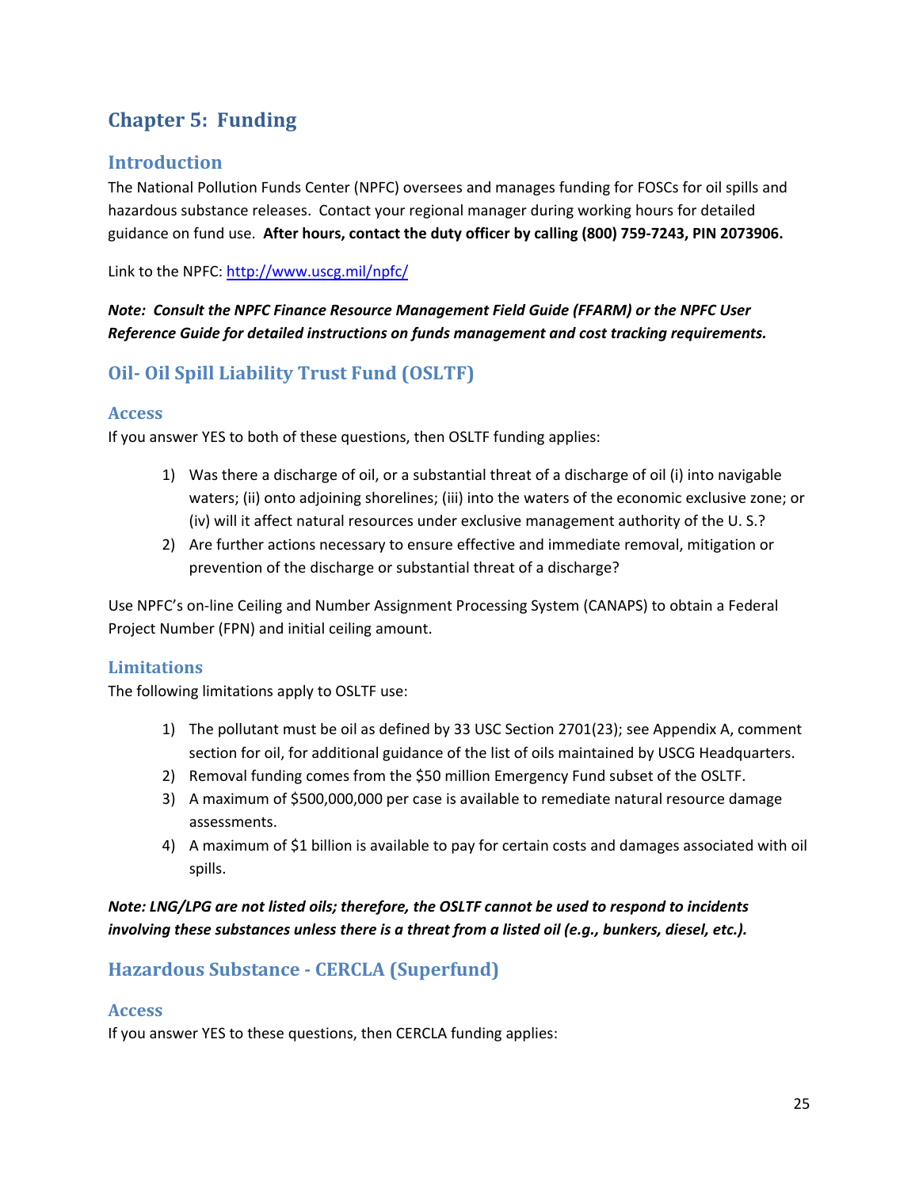# Chapter 5: Funding

## Introduction

The National Pollution Funds Center (NPFC) oversees and manages funding for FOSCs for oil spills and hazardous substance releases. Contact your regional manager during working hours for detailed guidance on fund use. **After hours, contact the duty officer by calling (800) 759-7243, PIN 2073906.**

Link to the NPFC: [http://www.uscg.mil/npfc/](http://www.uscg.mil/npfc/)

***Note: Consult the NPFC Finance Resource Management Field Guide (FFARM) or the NPFC User Reference Guide for detailed instructions on funds management and cost tracking requirements.***

## Oil- Oil Spill Liability Trust Fund (OSLTF)

### Access

If you answer YES to both of these questions, then OSLTF funding applies:

1) Was there a discharge of oil, or a substantial threat of a discharge of oil (i) into navigable waters; (ii) onto adjoining shorelines; (iii) into the waters of the economic exclusive zone; or (iv) will it affect natural resources under exclusive management authority of the U. S.?
2) Are further actions necessary to ensure effective and immediate removal, mitigation or prevention of the discharge or substantial threat of a discharge?

Use NPFC's on-line Ceiling and Number Assignment Processing System (CANAPS) to obtain a Federal Project Number (FPN) and initial ceiling amount.

### Limitations

The following limitations apply to OSLTF use:

1) The pollutant must be oil as defined by 33 USC Section 2701(23); see Appendix A, comment section for oil, for additional guidance of the list of oils maintained by USCG Headquarters.
2) Removal funding comes from the $50 million Emergency Fund subset of the OSLTF.
3) A maximum of $500,000,000 per case is available to remediate natural resource damage assessments.
4) A maximum of $1 billion is available to pay for certain costs and damages associated with oil spills.

***Note: LNG/LPG are not listed oils; therefore, the OSLTF cannot be used to respond to incidents involving these substances unless there is a threat from a listed oil (e.g., bunkers, diesel, etc.).***

## Hazardous Substance - CERCLA (Superfund)

### Access

If you answer YES to these questions, then CERCLA funding applies: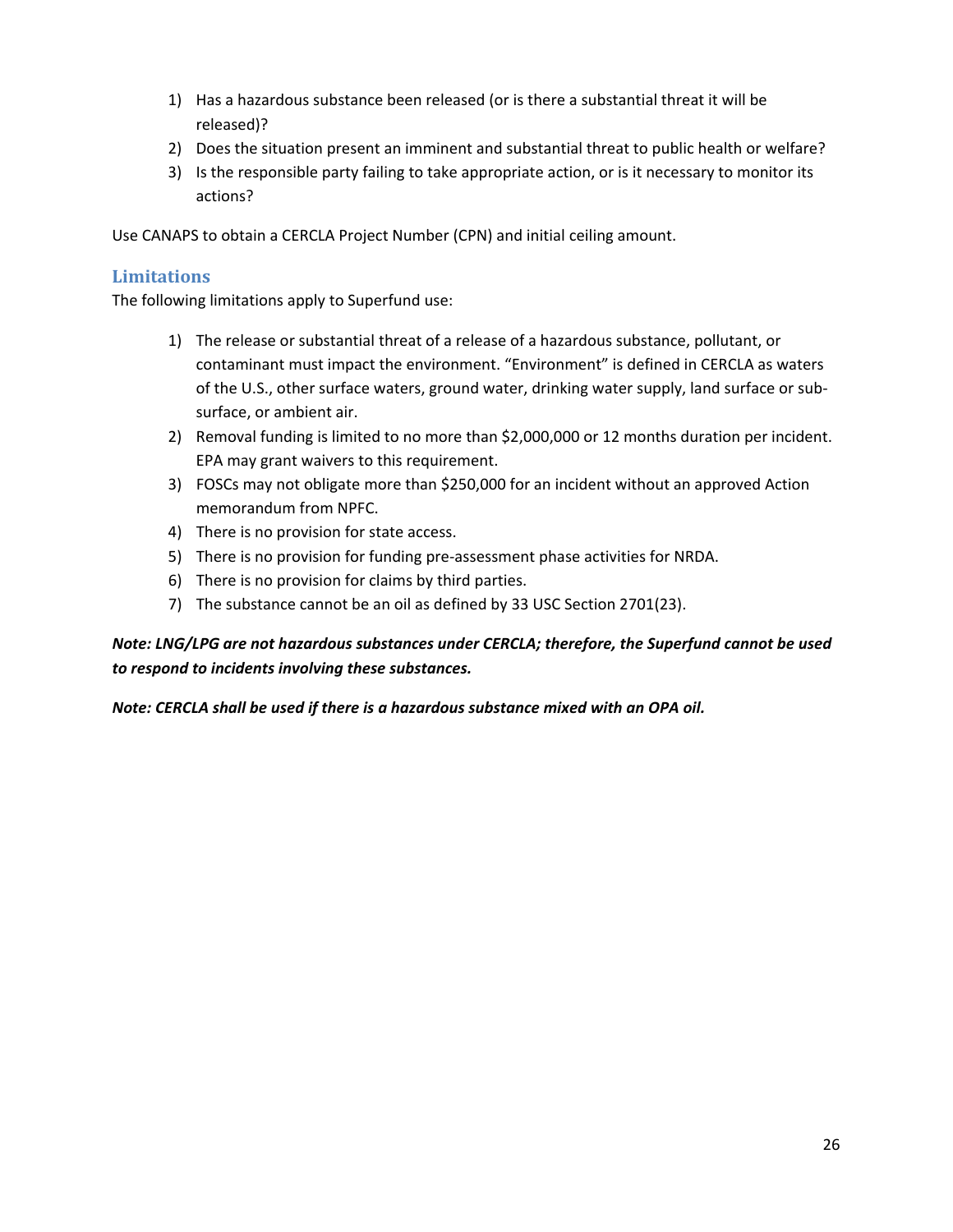1) Has a hazardous substance been released (or is there a substantial threat it will be released)?
2) Does the situation present an imminent and substantial threat to public health or welfare?
3) Is the responsible party failing to take appropriate action, or is it necessary to monitor its actions?

Use CANAPS to obtain a CERCLA Project Number (CPN) and initial ceiling amount.

### Limitations

The following limitations apply to Superfund use:

1) The release or substantial threat of a release of a hazardous substance, pollutant, or contaminant must impact the environment. "Environment" is defined in CERCLA as waters of the U.S., other surface waters, ground water, drinking water supply, land surface or sub-surface, or ambient air.
2) Removal funding is limited to no more than $2,000,000 or 12 months duration per incident. EPA may grant waivers to this requirement.
3) FOSCs may not obligate more than $250,000 for an incident without an approved Action memorandum from NPFC.
4) There is no provision for state access.
5) There is no provision for funding pre-assessment phase activities for NRDA.
6) There is no provision for claims by third parties.
7) The substance cannot be an oil as defined by 33 USC Section 2701(23).

***Note: LNG/LPG are not hazardous substances under CERCLA; therefore, the Superfund cannot be used to respond to incidents involving these substances.***

***Note: CERCLA shall be used if there is a hazardous substance mixed with an OPA oil.***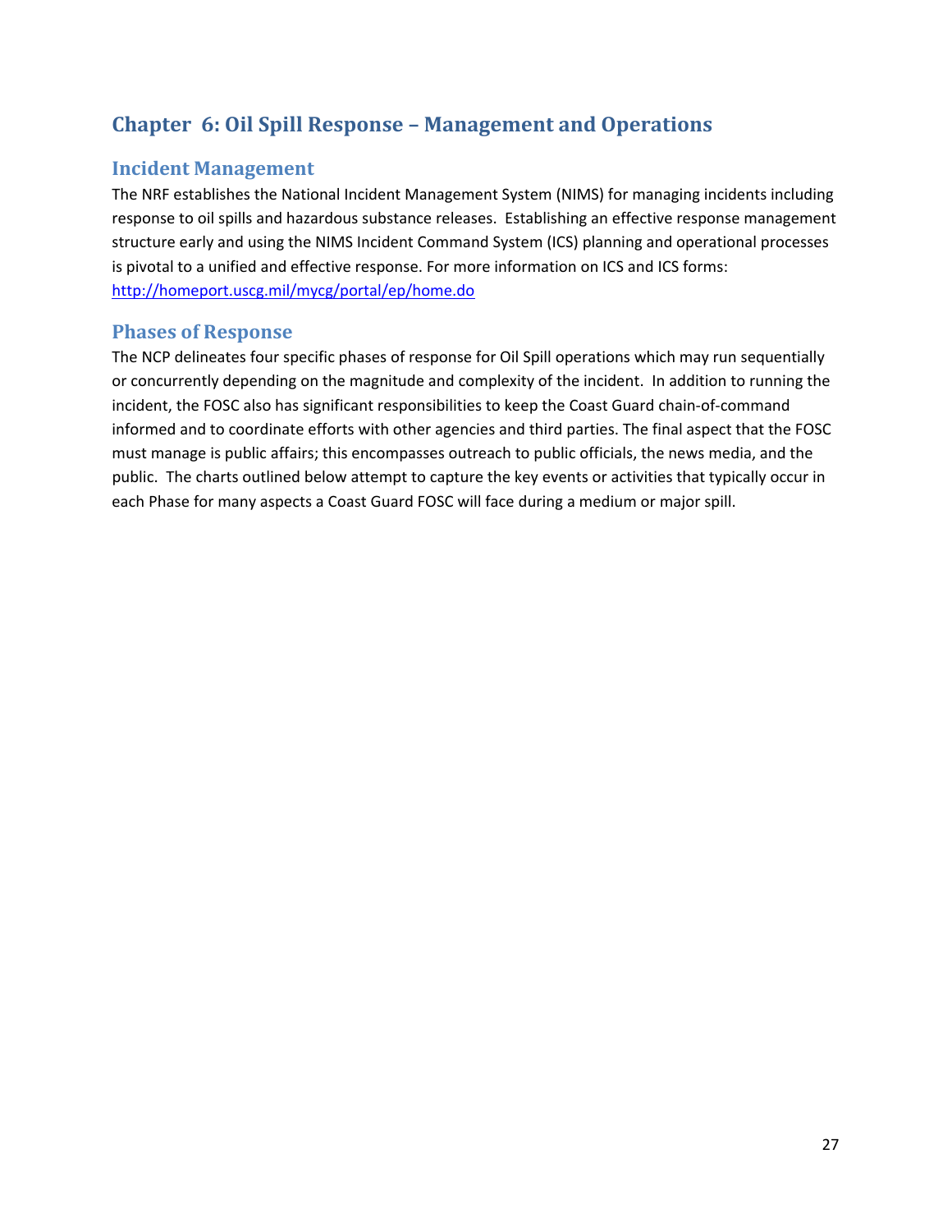# Chapter 6: Oil Spill Response – Management and Operations

## Incident Management

The NRF establishes the National Incident Management System (NIMS) for managing incidents including response to oil spills and hazardous substance releases. Establishing an effective response management structure early and using the NIMS Incident Command System (ICS) planning and operational processes is pivotal to a unified and effective response. For more information on ICS and ICS forms: [http://homeport.uscg.mil/mycg/portal/ep/home.do](http://homeport.uscg.mil/mycg/portal/ep/home.do)

## Phases of Response

The NCP delineates four specific phases of response for Oil Spill operations which may run sequentially or concurrently depending on the magnitude and complexity of the incident. In addition to running the incident, the FOSC also has significant responsibilities to keep the Coast Guard chain-of-command informed and to coordinate efforts with other agencies and third parties. The final aspect that the FOSC must manage is public affairs; this encompasses outreach to public officials, the news media, and the public. The charts outlined below attempt to capture the key events or activities that typically occur in each Phase for many aspects a Coast Guard FOSC will face during a medium or major spill.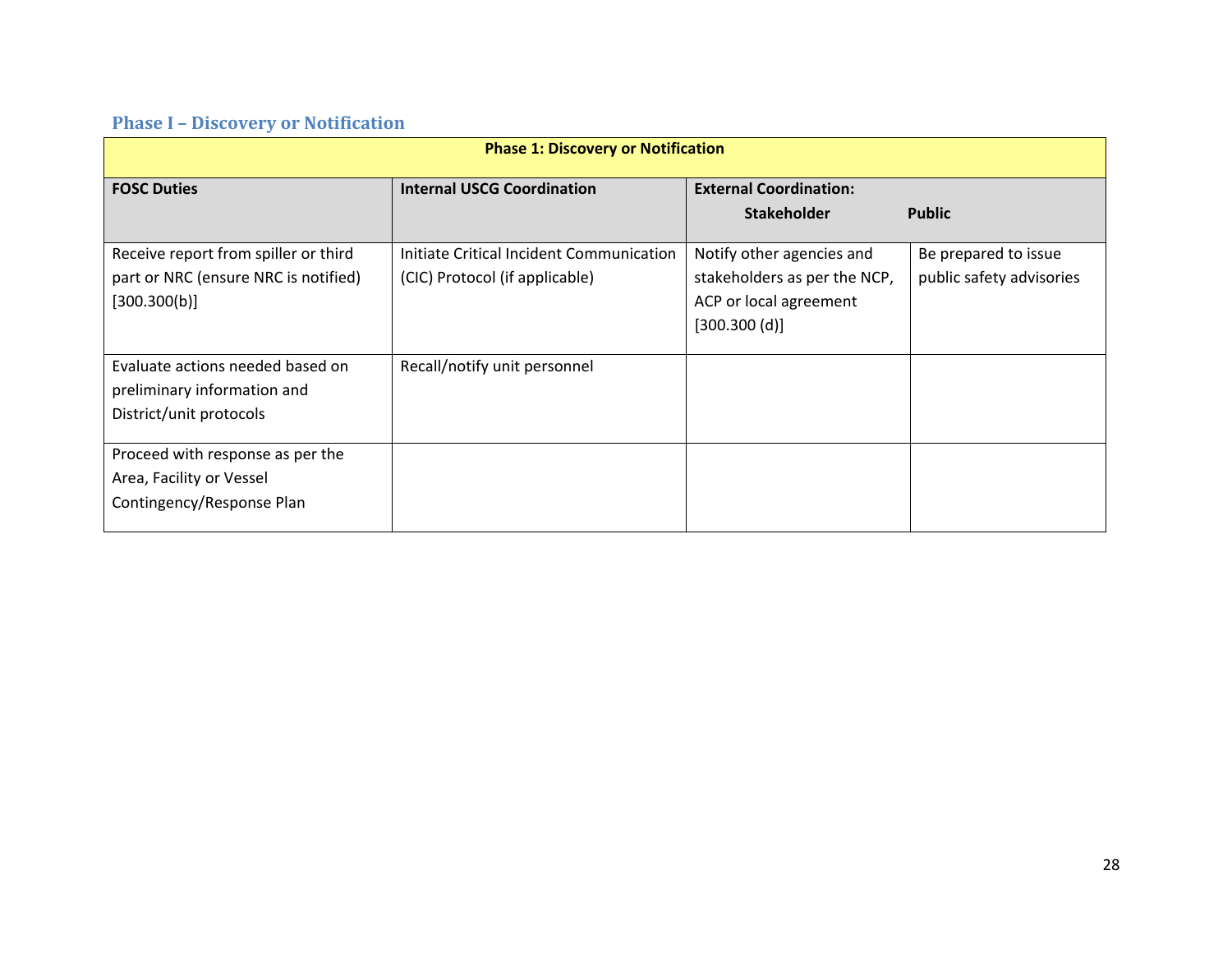### Phase I – Discovery or Notification

| Phase 1: Discovery or Notification | | | |
|---|---|---|---|
| **FOSC Duties** | **Internal USCG Coordination** | **External Coordination:** Stakeholder | Public |
| Receive report from spiller or third part or NRC (ensure NRC is notified) [300.300(b)] | Initiate Critical Incident Communication (CIC) Protocol (if applicable) | Notify other agencies and stakeholders as per the NCP, ACP or local agreement [300.300 (d)] | Be prepared to issue public safety advisories |
| Evaluate actions needed based on preliminary information and District/unit protocols | Recall/notify unit personnel | | |
| Proceed with response as per the Area, Facility or Vessel Contingency/Response Plan | | | |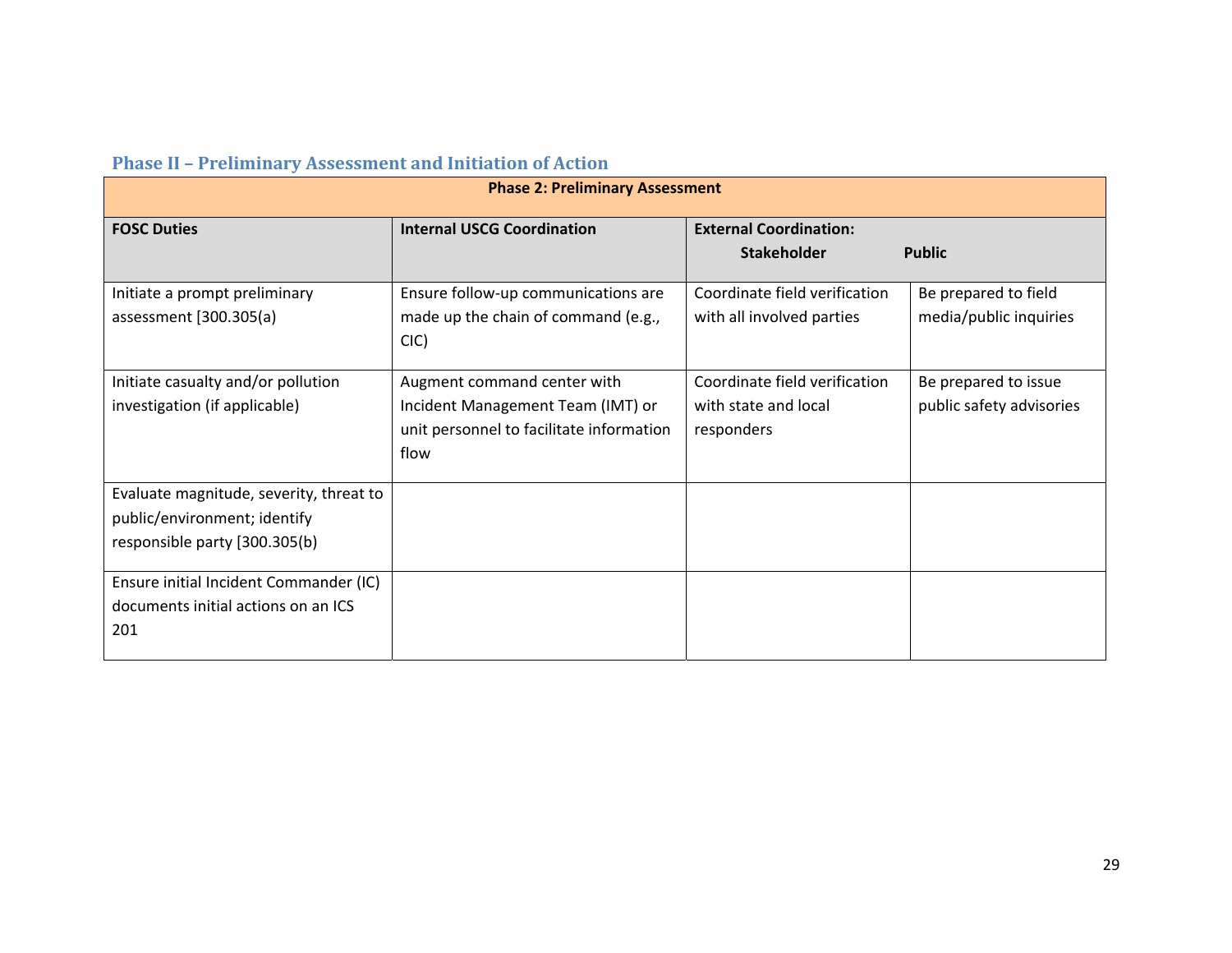### Phase II – Preliminary Assessment and Initiation of Action

| Phase 2: Preliminary Assessment | | | |
|---|---|---|---|
| **FOSC Duties** | **Internal USCG Coordination** | **External Coordination: Stakeholder** | **Public** |
| Initiate a prompt preliminary assessment [300.305(a) | Ensure follow-up communications are made up the chain of command (e.g., CIC) | Coordinate field verification with all involved parties | Be prepared to field media/public inquiries |
| Initiate casualty and/or pollution investigation (if applicable) | Augment command center with Incident Management Team (IMT) or unit personnel to facilitate information flow | Coordinate field verification with state and local responders | Be prepared to issue public safety advisories |
| Evaluate magnitude, severity, threat to public/environment; identify responsible party [300.305(b) | | | |
| Ensure initial Incident Commander (IC) documents initial actions on an ICS 201 | | | |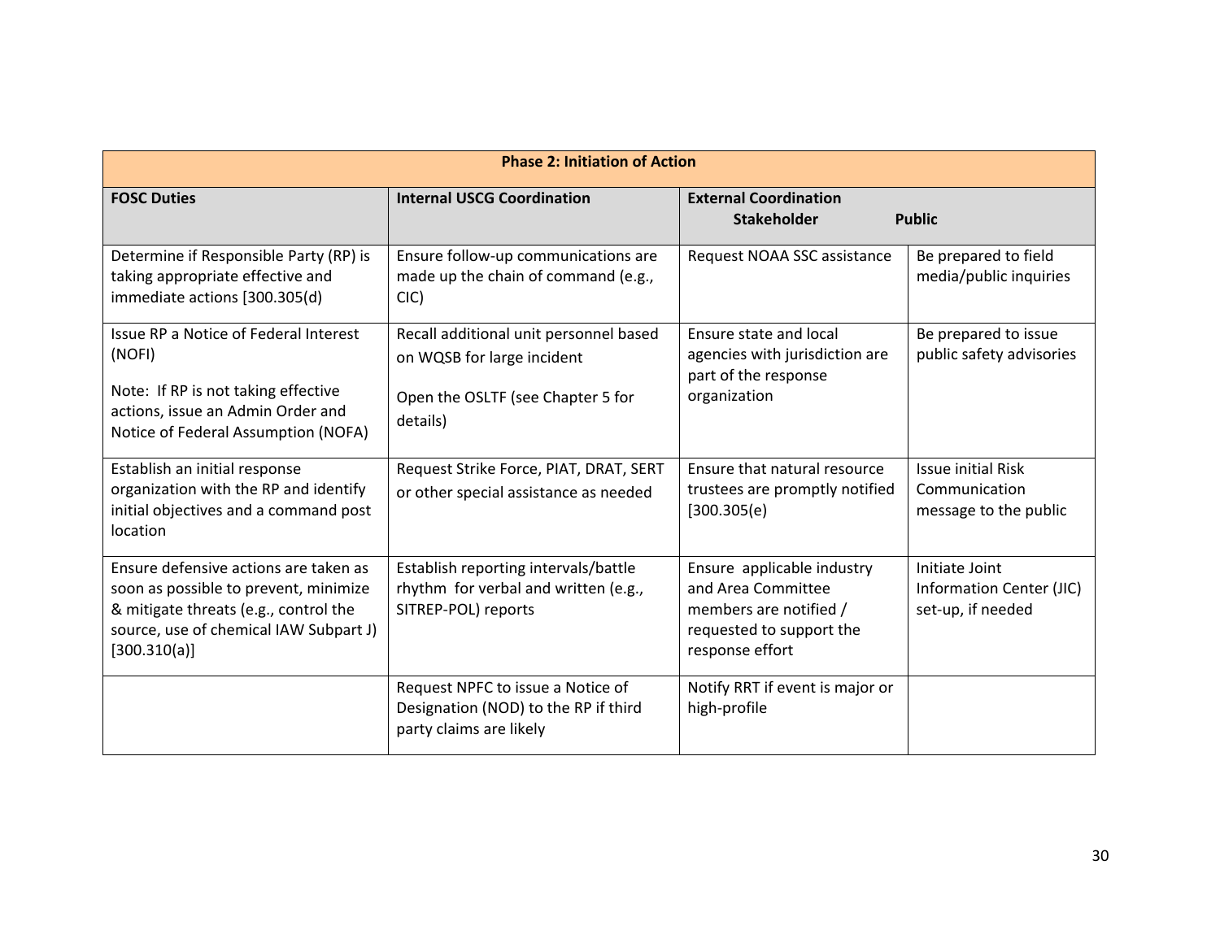| Phase 2: Initiation of Action | | | |
|---|---|---|---|
| **FOSC Duties** | **Internal USCG Coordination** | **External Coordination** | |
| | | **Stakeholder** | **Public** |
| Determine if Responsible Party (RP) is taking appropriate effective and immediate actions [300.305(d) | Ensure follow-up communications are made up the chain of command (e.g., CIC) | Request NOAA SSC assistance | Be prepared to field media/public inquiries |
| Issue RP a Notice of Federal Interest (NOFI)<br><br>Note: If RP is not taking effective actions, issue an Admin Order and Notice of Federal Assumption (NOFA) | Recall additional unit personnel based on WQSB for large incident<br><br>Open the OSLTF (see Chapter 5 for details) | Ensure state and local agencies with jurisdiction are part of the response organization | Be prepared to issue public safety advisories |
| Establish an initial response organization with the RP and identify initial objectives and a command post location | Request Strike Force, PIAT, DRAT, SERT or other special assistance as needed | Ensure that natural resource trustees are promptly notified [300.305(e) | Issue initial Risk Communication message to the public |
| Ensure defensive actions are taken as soon as possible to prevent, minimize & mitigate threats (e.g., control the source, use of chemical IAW Subpart J) [300.310(a)] | Establish reporting intervals/battle rhythm for verbal and written (e.g., SITREP-POL) reports | Ensure applicable industry and Area Committee members are notified / requested to support the response effort | Initiate Joint Information Center (JIC) set-up, if needed |
| | Request NPFC to issue a Notice of Designation (NOD) to the RP if third party claims are likely | Notify RRT if event is major or high-profile | |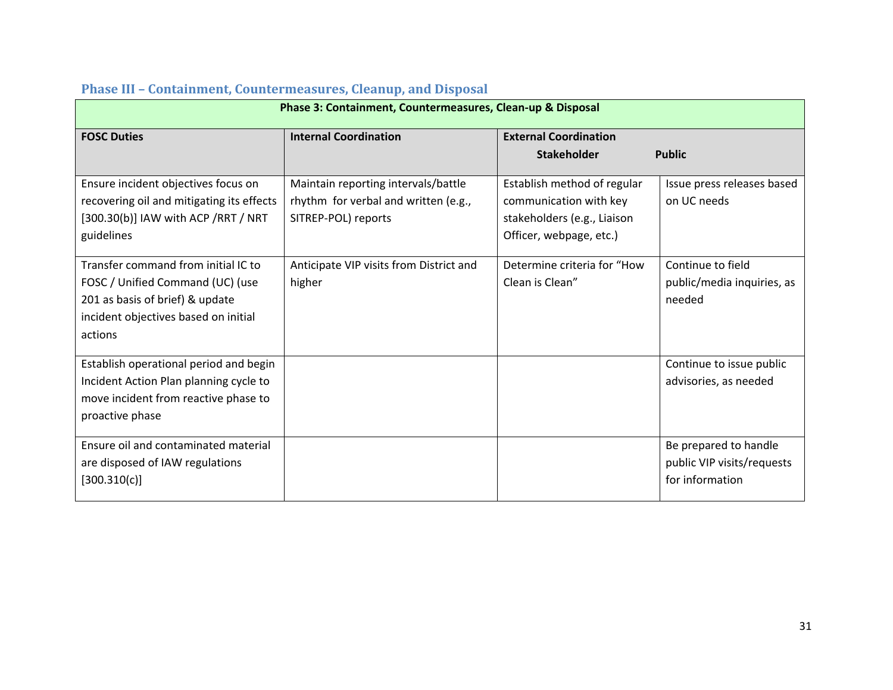### Phase III – Containment, Countermeasures, Cleanup, and Disposal

| Phase 3: Containment, Countermeasures, Clean-up & Disposal | | | |
|---|---|---|---|
| **FOSC Duties** | **Internal Coordination** | **External Coordination** | |
| | | **Stakeholder** | **Public** |
| Ensure incident objectives focus on recovering oil and mitigating its effects [300.30(b)] IAW with ACP /RRT / NRT guidelines | Maintain reporting intervals/battle rhythm for verbal and written (e.g., SITREP-POL) reports | Establish method of regular communication with key stakeholders (e.g., Liaison Officer, webpage, etc.) | Issue press releases based on UC needs |
| Transfer command from initial IC to FOSC / Unified Command (UC) (use 201 as basis of brief) & update incident objectives based on initial actions | Anticipate VIP visits from District and higher | Determine criteria for "How Clean is Clean" | Continue to field public/media inquiries, as needed |
| Establish operational period and begin Incident Action Plan planning cycle to move incident from reactive phase to proactive phase | | | Continue to issue public advisories, as needed |
| Ensure oil and contaminated material are disposed of IAW regulations [300.310(c)] | | | Be prepared to handle public VIP visits/requests for information |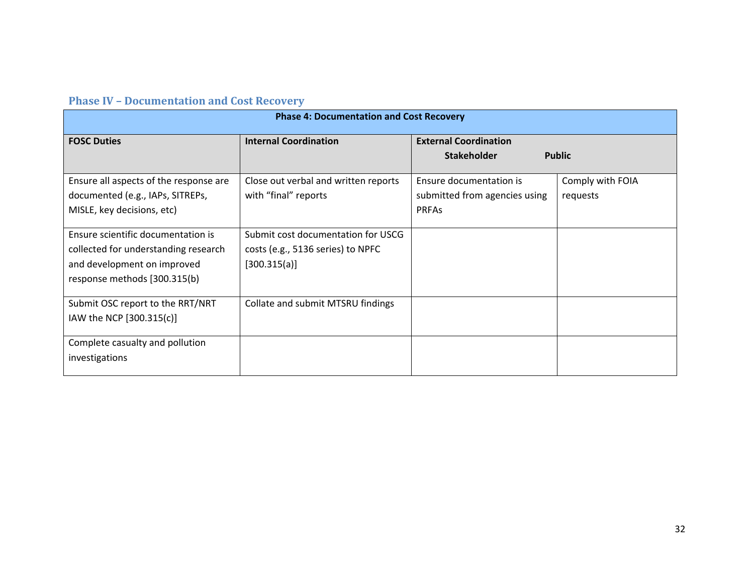### Phase IV – Documentation and Cost Recovery

| Phase 4: Documentation and Cost Recovery | | | |
|---|---|---|---|
| **FOSC Duties** | **Internal Coordination** | **External Coordination** | |
| | | **Stakeholder** | **Public** |
| Ensure all aspects of the response are documented (e.g., IAPs, SITREPs, MISLE, key decisions, etc) | Close out verbal and written reports with "final" reports | Ensure documentation is submitted from agencies using PRFAs | Comply with FOIA requests |
| Ensure scientific documentation is collected for understanding research and development on improved response methods [300.315(b) | Submit cost documentation for USCG costs (e.g., 5136 series) to NPFC [300.315(a)] | | |
| Submit OSC report to the RRT/NRT IAW the NCP [300.315(c)] | Collate and submit MTSRU findings | | |
| Complete casualty and pollution investigations | | | |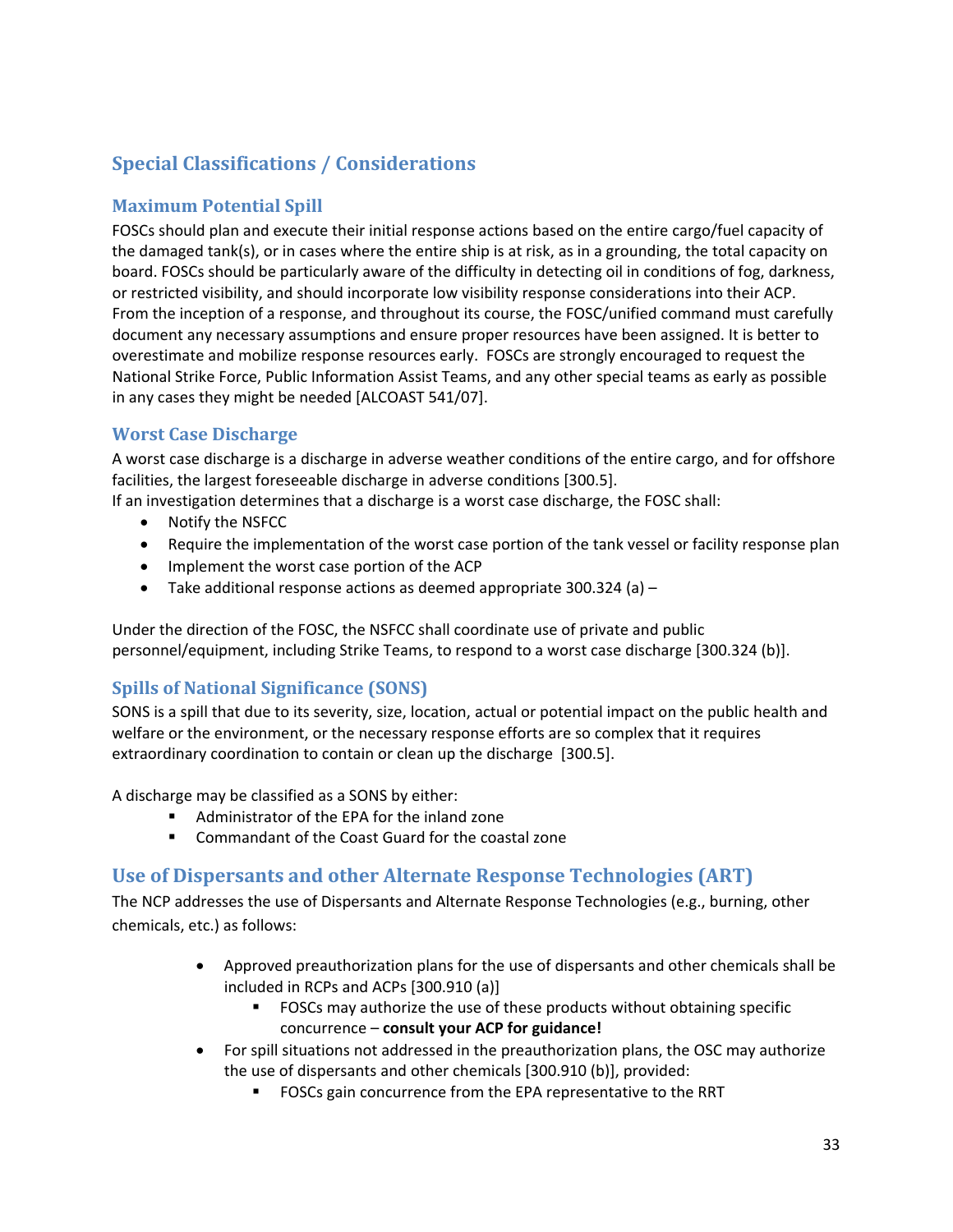## Special Classifications / Considerations

### Maximum Potential Spill

FOSCs should plan and execute their initial response actions based on the entire cargo/fuel capacity of the damaged tank(s), or in cases where the entire ship is at risk, as in a grounding, the total capacity on board. FOSCs should be particularly aware of the difficulty in detecting oil in conditions of fog, darkness, or restricted visibility, and should incorporate low visibility response considerations into their ACP. From the inception of a response, and throughout its course, the FOSC/unified command must carefully document any necessary assumptions and ensure proper resources have been assigned. It is better to overestimate and mobilize response resources early. FOSCs are strongly encouraged to request the National Strike Force, Public Information Assist Teams, and any other special teams as early as possible in any cases they might be needed [ALCOAST 541/07].

### Worst Case Discharge

A worst case discharge is a discharge in adverse weather conditions of the entire cargo, and for offshore facilities, the largest foreseeable discharge in adverse conditions [300.5].

If an investigation determines that a discharge is a worst case discharge, the FOSC shall:

- Notify the NSFCC
- Require the implementation of the worst case portion of the tank vessel or facility response plan
- Implement the worst case portion of the ACP
- Take additional response actions as deemed appropriate 300.324 (a) –

Under the direction of the FOSC, the NSFCC shall coordinate use of private and public personnel/equipment, including Strike Teams, to respond to a worst case discharge [300.324 (b)].

### Spills of National Significance (SONS)

SONS is a spill that due to its severity, size, location, actual or potential impact on the public health and welfare or the environment, or the necessary response efforts are so complex that it requires extraordinary coordination to contain or clean up the discharge [300.5].

A discharge may be classified as a SONS by either:

- Administrator of the EPA for the inland zone
- Commandant of the Coast Guard for the coastal zone

## Use of Dispersants and other Alternate Response Technologies (ART)

The NCP addresses the use of Dispersants and Alternate Response Technologies (e.g., burning, other chemicals, etc.) as follows:

- Approved preauthorization plans for the use of dispersants and other chemicals shall be included in RCPs and ACPs [300.910 (a)]
  - FOSCs may authorize the use of these products without obtaining specific concurrence – **consult your ACP for guidance!**
- For spill situations not addressed in the preauthorization plans, the OSC may authorize the use of dispersants and other chemicals [300.910 (b)], provided:
  - FOSCs gain concurrence from the EPA representative to the RRT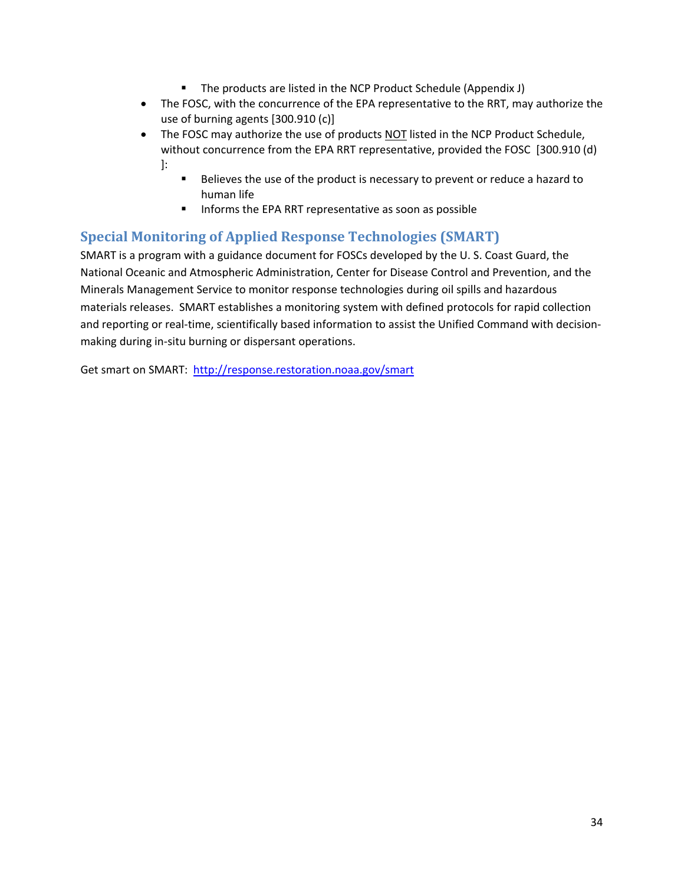- The products are listed in the NCP Product Schedule (Appendix J)
- The FOSC, with the concurrence of the EPA representative to the RRT, may authorize the use of burning agents [300.910 (c)]
- The FOSC may authorize the use of products NOT listed in the NCP Product Schedule, without concurrence from the EPA RRT representative, provided the FOSC [300.910 (d) ]:
    - Believes the use of the product is necessary to prevent or reduce a hazard to human life
    - Informs the EPA RRT representative as soon as possible

## Special Monitoring of Applied Response Technologies (SMART)

SMART is a program with a guidance document for FOSCs developed by the U. S. Coast Guard, the National Oceanic and Atmospheric Administration, Center for Disease Control and Prevention, and the Minerals Management Service to monitor response technologies during oil spills and hazardous materials releases. SMART establishes a monitoring system with defined protocols for rapid collection and reporting or real-time, scientifically based information to assist the Unified Command with decision-making during in-situ burning or dispersant operations.

Get smart on SMART: http://response.restoration.noaa.gov/smart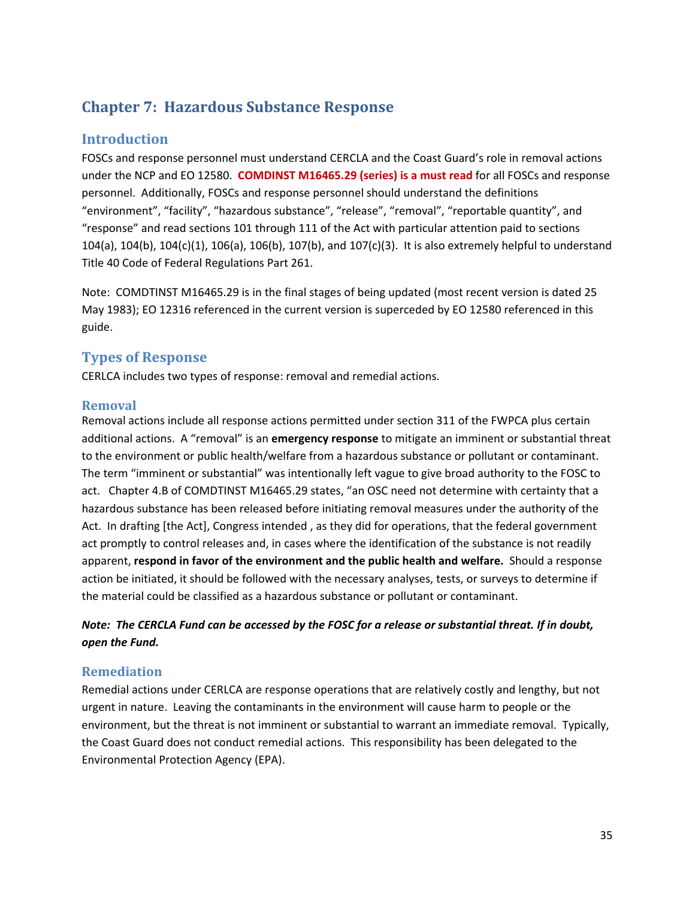## Chapter 7: Hazardous Substance Response

### Introduction

FOSCs and response personnel must understand CERCLA and the Coast Guard's role in removal actions under the NCP and EO 12580. **COMDINST M16465.29 (series) is a must read** for all FOSCs and response personnel. Additionally, FOSCs and response personnel should understand the definitions "environment", "facility", "hazardous substance", "release", "removal", "reportable quantity", and "response" and read sections 101 through 111 of the Act with particular attention paid to sections 104(a), 104(b), 104(c)(1), 106(a), 106(b), 107(b), and 107(c)(3). It is also extremely helpful to understand Title 40 Code of Federal Regulations Part 261.

Note: COMDTINST M16465.29 is in the final stages of being updated (most recent version is dated 25 May 1983); EO 12316 referenced in the current version is superceded by EO 12580 referenced in this guide.

### Types of Response

CERLCA includes two types of response: removal and remedial actions.

#### Removal

Removal actions include all response actions permitted under section 311 of the FWPCA plus certain additional actions. A "removal" is an **emergency response** to mitigate an imminent or substantial threat to the environment or public health/welfare from a hazardous substance or pollutant or contaminant. The term "imminent or substantial" was intentionally left vague to give broad authority to the FOSC to act. Chapter 4.B of COMDTINST M16465.29 states, "an OSC need not determine with certainty that a hazardous substance has been released before initiating removal measures under the authority of the Act. In drafting [the Act], Congress intended , as they did for operations, that the federal government act promptly to control releases and, in cases where the identification of the substance is not readily apparent, **respond in favor of the environment and the public health and welfare.** Should a response action be initiated, it should be followed with the necessary analyses, tests, or surveys to determine if the material could be classified as a hazardous substance or pollutant or contaminant.

***Note: The CERCLA Fund can be accessed by the FOSC for a release or substantial threat. If in doubt, open the Fund.***

#### Remediation

Remedial actions under CERLCA are response operations that are relatively costly and lengthy, but not urgent in nature. Leaving the contaminants in the environment will cause harm to people or the environment, but the threat is not imminent or substantial to warrant an immediate removal. Typically, the Coast Guard does not conduct remedial actions. This responsibility has been delegated to the Environmental Protection Agency (EPA).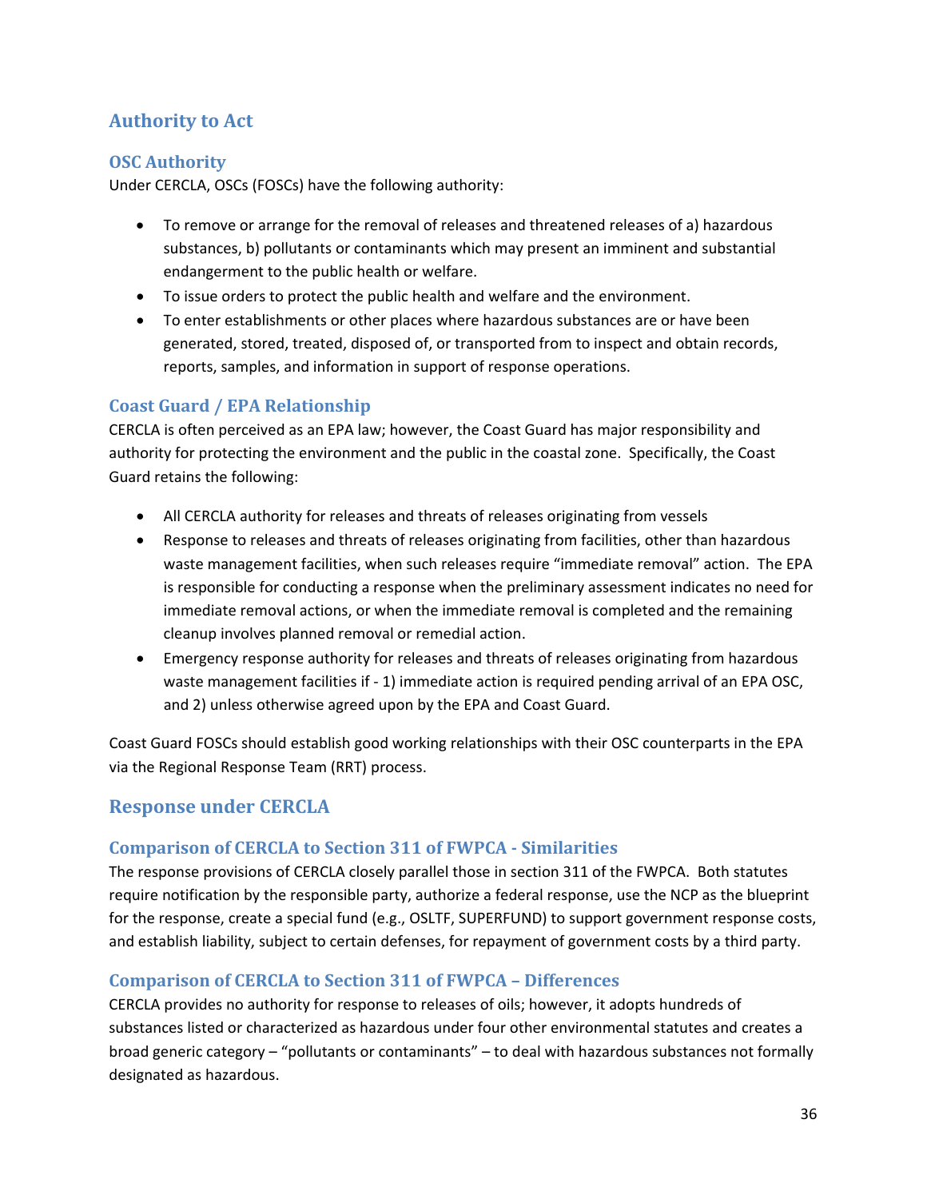## Authority to Act

### OSC Authority

Under CERCLA, OSCs (FOSCs) have the following authority:

- To remove or arrange for the removal of releases and threatened releases of a) hazardous substances, b) pollutants or contaminants which may present an imminent and substantial endangerment to the public health or welfare.
- To issue orders to protect the public health and welfare and the environment.
- To enter establishments or other places where hazardous substances are or have been generated, stored, treated, disposed of, or transported from to inspect and obtain records, reports, samples, and information in support of response operations.

### Coast Guard / EPA Relationship

CERCLA is often perceived as an EPA law; however, the Coast Guard has major responsibility and authority for protecting the environment and the public in the coastal zone. Specifically, the Coast Guard retains the following:

- All CERCLA authority for releases and threats of releases originating from vessels
- Response to releases and threats of releases originating from facilities, other than hazardous waste management facilities, when such releases require "immediate removal" action. The EPA is responsible for conducting a response when the preliminary assessment indicates no need for immediate removal actions, or when the immediate removal is completed and the remaining cleanup involves planned removal or remedial action.
- Emergency response authority for releases and threats of releases originating from hazardous waste management facilities if - 1) immediate action is required pending arrival of an EPA OSC, and 2) unless otherwise agreed upon by the EPA and Coast Guard.

Coast Guard FOSCs should establish good working relationships with their OSC counterparts in the EPA via the Regional Response Team (RRT) process.

## Response under CERCLA

### Comparison of CERCLA to Section 311 of FWPCA - Similarities

The response provisions of CERCLA closely parallel those in section 311 of the FWPCA. Both statutes require notification by the responsible party, authorize a federal response, use the NCP as the blueprint for the response, create a special fund (e.g., OSLTF, SUPERFUND) to support government response costs, and establish liability, subject to certain defenses, for repayment of government costs by a third party.

### Comparison of CERCLA to Section 311 of FWPCA – Differences

CERCLA provides no authority for response to releases of oils; however, it adopts hundreds of substances listed or characterized as hazardous under four other environmental statutes and creates a broad generic category – "pollutants or contaminants" – to deal with hazardous substances not formally designated as hazardous.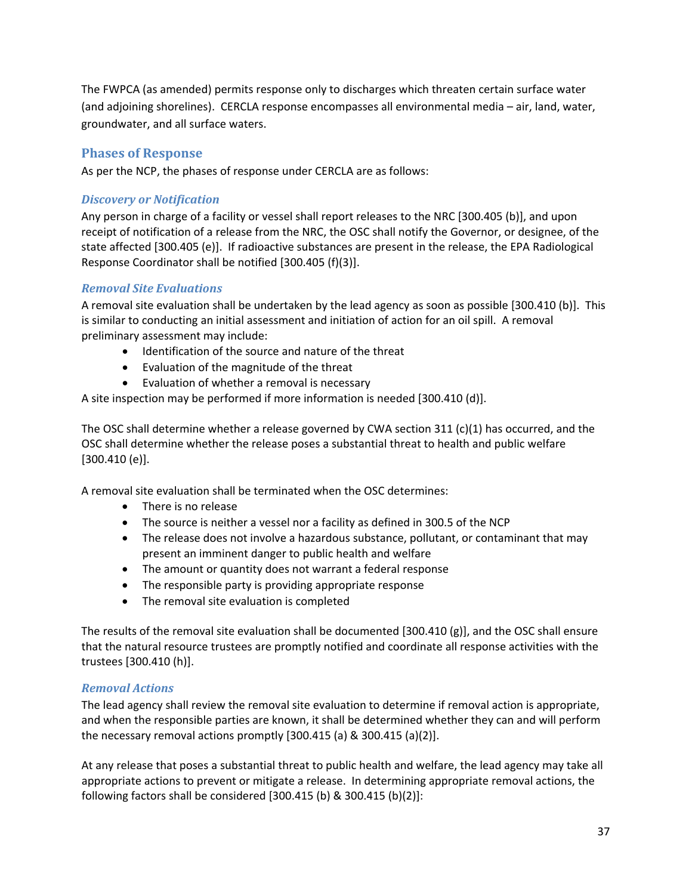The FWPCA (as amended) permits response only to discharges which threaten certain surface water (and adjoining shorelines). CERCLA response encompasses all environmental media – air, land, water, groundwater, and all surface waters.

## Phases of Response

As per the NCP, the phases of response under CERCLA are as follows:

### *Discovery or Notification*

Any person in charge of a facility or vessel shall report releases to the NRC [300.405 (b)], and upon receipt of notification of a release from the NRC, the OSC shall notify the Governor, or designee, of the state affected [300.405 (e)]. If radioactive substances are present in the release, the EPA Radiological Response Coordinator shall be notified [300.405 (f)(3)].

### *Removal Site Evaluations*

A removal site evaluation shall be undertaken by the lead agency as soon as possible [300.410 (b)]. This is similar to conducting an initial assessment and initiation of action for an oil spill. A removal preliminary assessment may include:

- Identification of the source and nature of the threat
- Evaluation of the magnitude of the threat
- Evaluation of whether a removal is necessary

A site inspection may be performed if more information is needed [300.410 (d)].

The OSC shall determine whether a release governed by CWA section 311 (c)(1) has occurred, and the OSC shall determine whether the release poses a substantial threat to health and public welfare [300.410 (e)].

A removal site evaluation shall be terminated when the OSC determines:

- There is no release
- The source is neither a vessel nor a facility as defined in 300.5 of the NCP
- The release does not involve a hazardous substance, pollutant, or contaminant that may present an imminent danger to public health and welfare
- The amount or quantity does not warrant a federal response
- The responsible party is providing appropriate response
- The removal site evaluation is completed

The results of the removal site evaluation shall be documented [300.410 (g)], and the OSC shall ensure that the natural resource trustees are promptly notified and coordinate all response activities with the trustees [300.410 (h)].

### *Removal Actions*

The lead agency shall review the removal site evaluation to determine if removal action is appropriate, and when the responsible parties are known, it shall be determined whether they can and will perform the necessary removal actions promptly [300.415 (a) & 300.415 (a)(2)].

At any release that poses a substantial threat to public health and welfare, the lead agency may take all appropriate actions to prevent or mitigate a release. In determining appropriate removal actions, the following factors shall be considered [300.415 (b) & 300.415 (b)(2)]: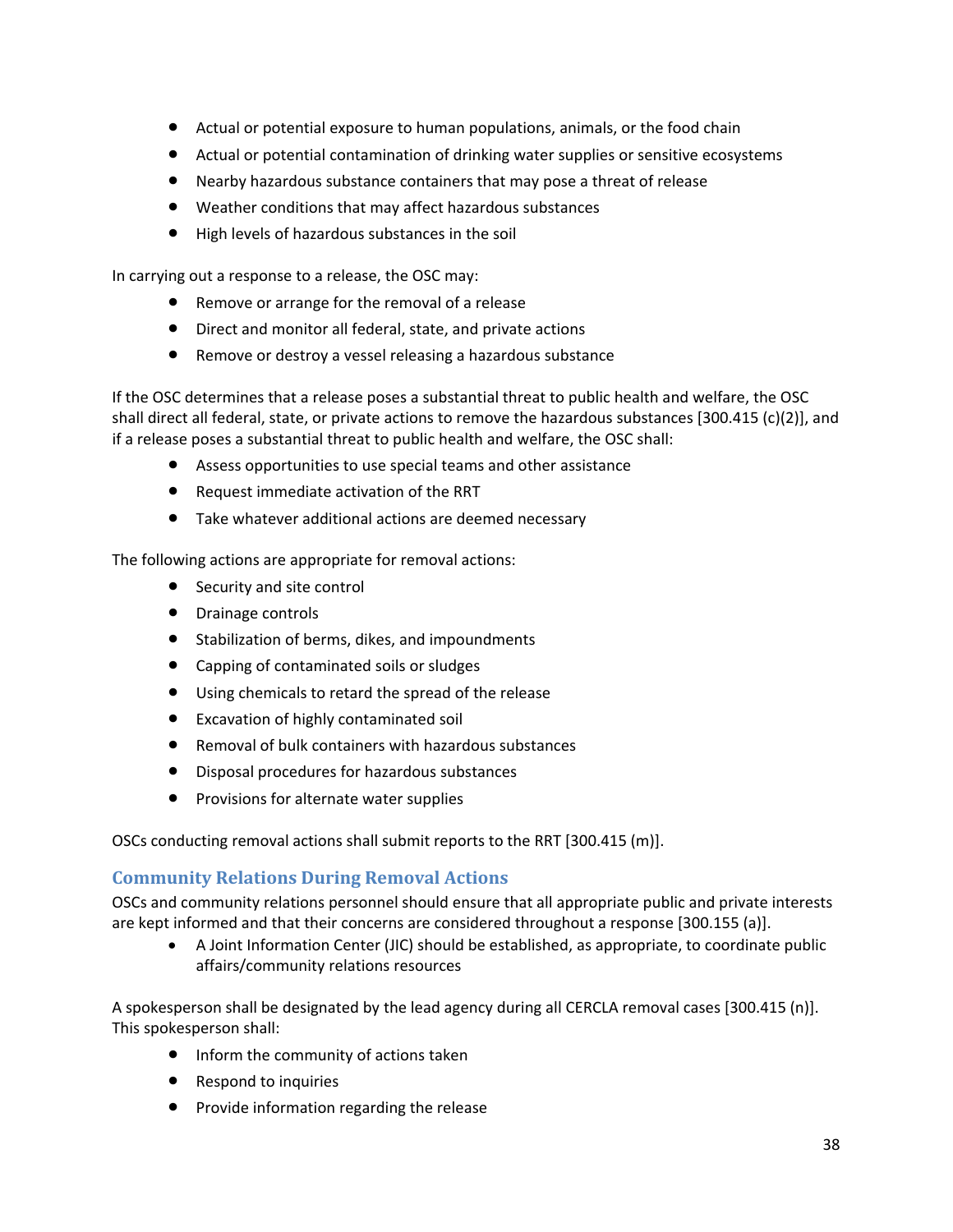- Actual or potential exposure to human populations, animals, or the food chain
- Actual or potential contamination of drinking water supplies or sensitive ecosystems
- Nearby hazardous substance containers that may pose a threat of release
- Weather conditions that may affect hazardous substances
- High levels of hazardous substances in the soil

In carrying out a response to a release, the OSC may:

- Remove or arrange for the removal of a release
- Direct and monitor all federal, state, and private actions
- Remove or destroy a vessel releasing a hazardous substance

If the OSC determines that a release poses a substantial threat to public health and welfare, the OSC shall direct all federal, state, or private actions to remove the hazardous substances [300.415 (c)(2)], and if a release poses a substantial threat to public health and welfare, the OSC shall:

- Assess opportunities to use special teams and other assistance
- Request immediate activation of the RRT
- Take whatever additional actions are deemed necessary

The following actions are appropriate for removal actions:

- Security and site control
- Drainage controls
- Stabilization of berms, dikes, and impoundments
- Capping of contaminated soils or sludges
- Using chemicals to retard the spread of the release
- Excavation of highly contaminated soil
- Removal of bulk containers with hazardous substances
- Disposal procedures for hazardous substances
- Provisions for alternate water supplies

OSCs conducting removal actions shall submit reports to the RRT [300.415 (m)].

## Community Relations During Removal Actions

OSCs and community relations personnel should ensure that all appropriate public and private interests are kept informed and that their concerns are considered throughout a response [300.155 (a)].

- A Joint Information Center (JIC) should be established, as appropriate, to coordinate public affairs/community relations resources

A spokesperson shall be designated by the lead agency during all CERCLA removal cases [300.415 (n)]. This spokesperson shall:

- Inform the community of actions taken
- Respond to inquiries
- Provide information regarding the release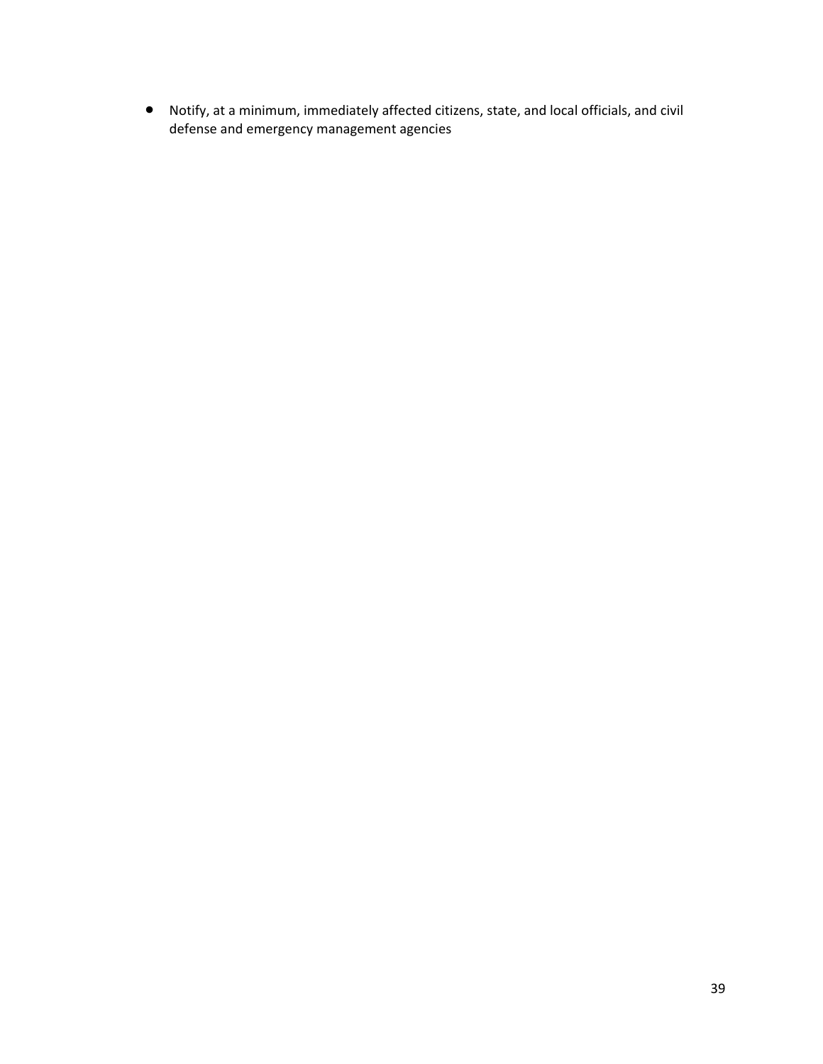- Notify, at a minimum, immediately affected citizens, state, and local officials, and civil defense and emergency management agencies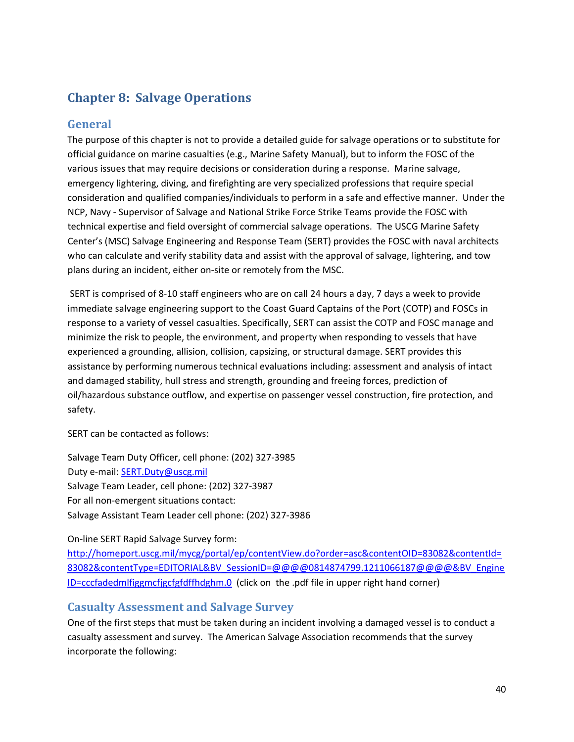# Chapter 8: Salvage Operations

## General

The purpose of this chapter is not to provide a detailed guide for salvage operations or to substitute for official guidance on marine casualties (e.g., Marine Safety Manual), but to inform the FOSC of the various issues that may require decisions or consideration during a response. Marine salvage, emergency lightering, diving, and firefighting are very specialized professions that require special consideration and qualified companies/individuals to perform in a safe and effective manner. Under the NCP, Navy - Supervisor of Salvage and National Strike Force Strike Teams provide the FOSC with technical expertise and field oversight of commercial salvage operations. The USCG Marine Safety Center's (MSC) Salvage Engineering and Response Team (SERT) provides the FOSC with naval architects who can calculate and verify stability data and assist with the approval of salvage, lightering, and tow plans during an incident, either on-site or remotely from the MSC.

SERT is comprised of 8-10 staff engineers who are on call 24 hours a day, 7 days a week to provide immediate salvage engineering support to the Coast Guard Captains of the Port (COTP) and FOSCs in response to a variety of vessel casualties. Specifically, SERT can assist the COTP and FOSC manage and minimize the risk to people, the environment, and property when responding to vessels that have experienced a grounding, allision, collision, capsizing, or structural damage. SERT provides this assistance by performing numerous technical evaluations including: assessment and analysis of intact and damaged stability, hull stress and strength, grounding and freeing forces, prediction of oil/hazardous substance outflow, and expertise on passenger vessel construction, fire protection, and safety.

SERT can be contacted as follows:

Salvage Team Duty Officer, cell phone: (202) 327-3985
Duty e-mail: SERT.Duty@uscg.mil
Salvage Team Leader, cell phone: (202) 327-3987
For all non-emergent situations contact:
Salvage Assistant Team Leader cell phone: (202) 327-3986

On-line SERT Rapid Salvage Survey form:
http://homeport.uscg.mil/mycg/portal/ep/contentView.do?order=asc&contentOID=83082&contentId=83082&contentType=EDITORIAL&BV_SessionID=@@@@0814874799.1211066187@@@@&BV_EngineID=cccfadedmlfiggmcfjgcfgfdffhdghm.0 (click on the .pdf file in upper right hand corner)

## Casualty Assessment and Salvage Survey

One of the first steps that must be taken during an incident involving a damaged vessel is to conduct a casualty assessment and survey. The American Salvage Association recommends that the survey incorporate the following: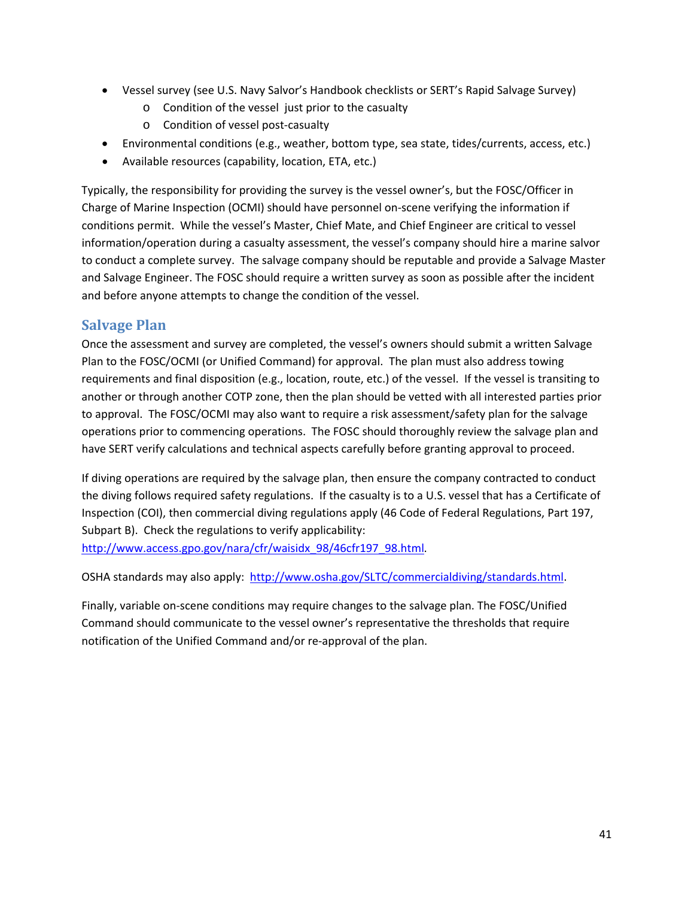- Vessel survey (see U.S. Navy Salvor's Handbook checklists or SERT's Rapid Salvage Survey)
    - Condition of the vessel just prior to the casualty
    - Condition of vessel post-casualty
- Environmental conditions (e.g., weather, bottom type, sea state, tides/currents, access, etc.)
- Available resources (capability, location, ETA, etc.)

Typically, the responsibility for providing the survey is the vessel owner's, but the FOSC/Officer in Charge of Marine Inspection (OCMI) should have personnel on-scene verifying the information if conditions permit. While the vessel's Master, Chief Mate, and Chief Engineer are critical to vessel information/operation during a casualty assessment, the vessel's company should hire a marine salvor to conduct a complete survey. The salvage company should be reputable and provide a Salvage Master and Salvage Engineer. The FOSC should require a written survey as soon as possible after the incident and before anyone attempts to change the condition of the vessel.

## Salvage Plan

Once the assessment and survey are completed, the vessel's owners should submit a written Salvage Plan to the FOSC/OCMI (or Unified Command) for approval. The plan must also address towing requirements and final disposition (e.g., location, route, etc.) of the vessel. If the vessel is transiting to another or through another COTP zone, then the plan should be vetted with all interested parties prior to approval. The FOSC/OCMI may also want to require a risk assessment/safety plan for the salvage operations prior to commencing operations. The FOSC should thoroughly review the salvage plan and have SERT verify calculations and technical aspects carefully before granting approval to proceed.

If diving operations are required by the salvage plan, then ensure the company contracted to conduct the diving follows required safety regulations. If the casualty is to a U.S. vessel that has a Certificate of Inspection (COI), then commercial diving regulations apply (46 Code of Federal Regulations, Part 197, Subpart B). Check the regulations to verify applicability: http://www.access.gpo.gov/nara/cfr/waisidx_98/46cfr197_98.html.

OSHA standards may also apply: http://www.osha.gov/SLTC/commercialdiving/standards.html.

Finally, variable on-scene conditions may require changes to the salvage plan. The FOSC/Unified Command should communicate to the vessel owner's representative the thresholds that require notification of the Unified Command and/or re-approval of the plan.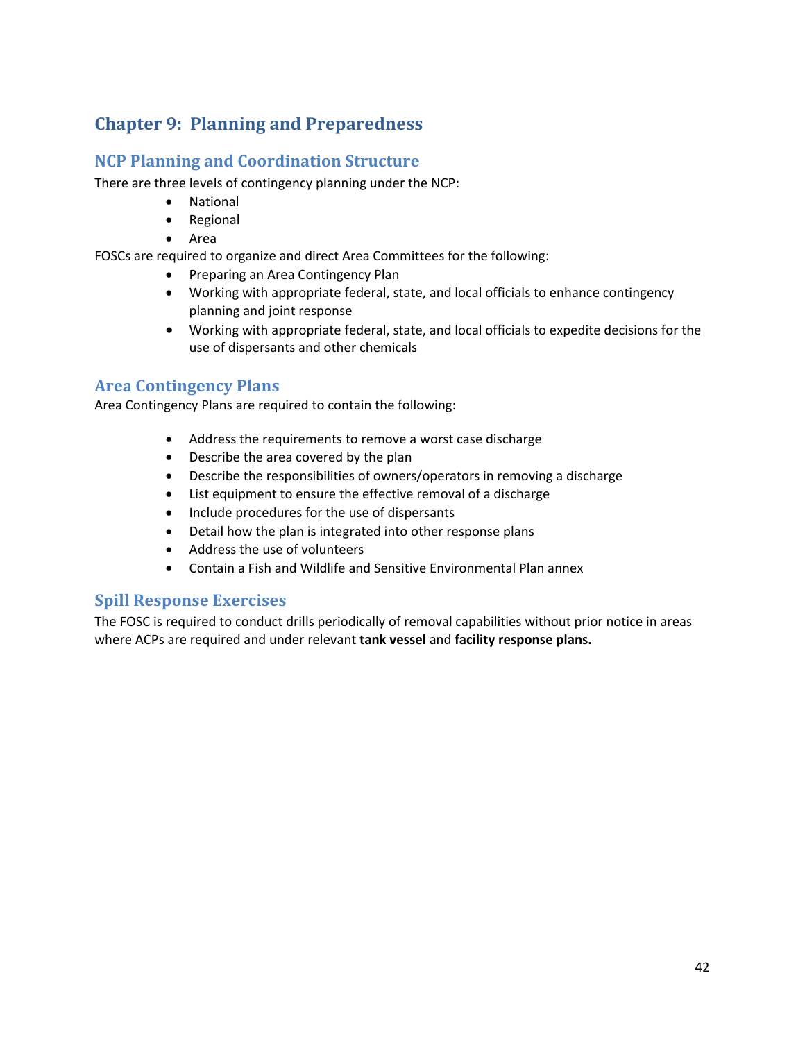# Chapter 9: Planning and Preparedness

## NCP Planning and Coordination Structure

There are three levels of contingency planning under the NCP:

- National
- Regional
- Area

FOSCs are required to organize and direct Area Committees for the following:

- Preparing an Area Contingency Plan
- Working with appropriate federal, state, and local officials to enhance contingency planning and joint response
- Working with appropriate federal, state, and local officials to expedite decisions for the use of dispersants and other chemicals

## Area Contingency Plans

Area Contingency Plans are required to contain the following:

- Address the requirements to remove a worst case discharge
- Describe the area covered by the plan
- Describe the responsibilities of owners/operators in removing a discharge
- List equipment to ensure the effective removal of a discharge
- Include procedures for the use of dispersants
- Detail how the plan is integrated into other response plans
- Address the use of volunteers
- Contain a Fish and Wildlife and Sensitive Environmental Plan annex

## Spill Response Exercises

The FOSC is required to conduct drills periodically of removal capabilities without prior notice in areas where ACPs are required and under relevant **tank vessel** and **facility response plans.**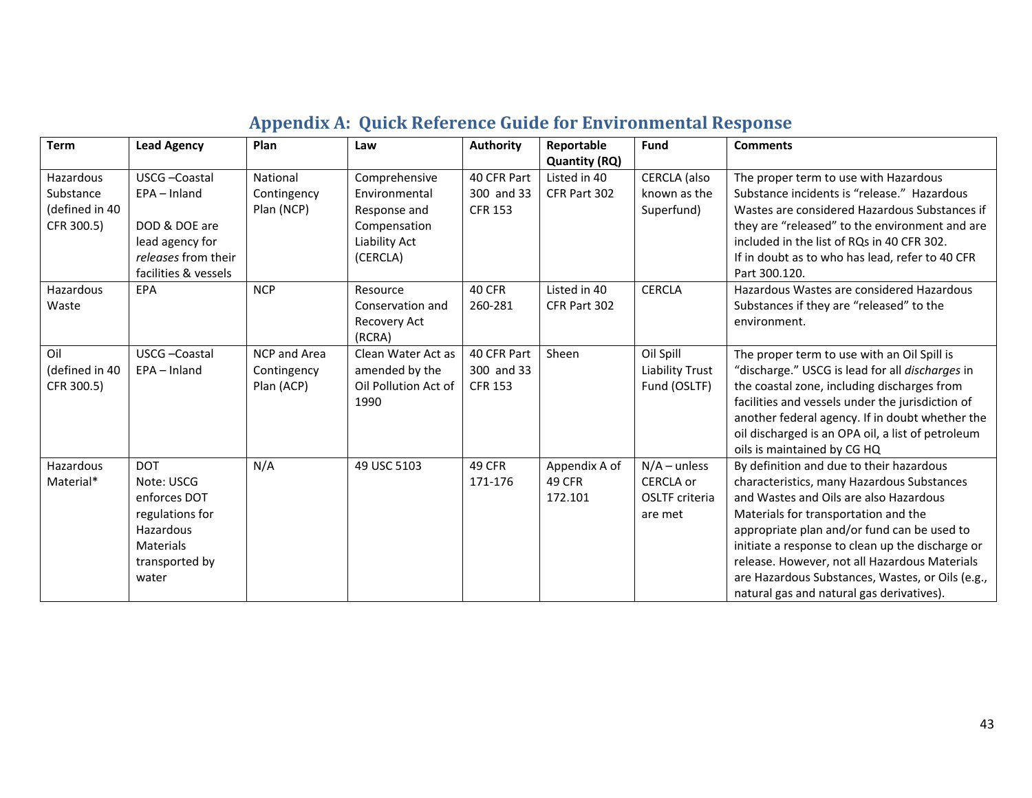# Appendix A: Quick Reference Guide for Environmental Response

| Term | Lead Agency | Plan | Law | Authority | Reportable Quantity (RQ) | Fund | Comments |
|---|---|---|---|---|---|---|---|
| Hazardous Substance (defined in 40 CFR 300.5) | USCG –Coastal<br>EPA – Inland<br><br>DOD & DOE are lead agency for *releases* from their facilities & vessels | National Contingency Plan (NCP) | Comprehensive Environmental Response and Compensation Liability Act (CERCLA) | 40 CFR Part 300 and 33 CFR 153 | Listed in 40 CFR Part 302 | CERCLA (also known as the Superfund) | The proper term to use with Hazardous Substance incidents is "release." Hazardous Wastes are considered Hazardous Substances if they are "released" to the environment and are included in the list of RQs in 40 CFR 302.<br>If in doubt as to who has lead, refer to 40 CFR Part 300.120. |
| Hazardous Waste | EPA | NCP | Resource Conservation and Recovery Act (RCRA) | 40 CFR 260-281 | Listed in 40 CFR Part 302 | CERCLA | Hazardous Wastes are considered Hazardous Substances if they are "released" to the environment. |
| Oil (defined in 40 CFR 300.5) | USCG –Coastal<br>EPA – Inland | NCP and Area Contingency Plan (ACP) | Clean Water Act as amended by the Oil Pollution Act of 1990 | 40 CFR Part 300 and 33 CFR 153 | Sheen | Oil Spill Liability Trust Fund (OSLTF) | The proper term to use with an Oil Spill is "discharge." USCG is lead for all *discharges* in the coastal zone, including discharges from facilities and vessels under the jurisdiction of another federal agency. If in doubt whether the oil discharged is an OPA oil, a list of petroleum oils is maintained by CG HQ |
| Hazardous Material* | DOT<br>Note: USCG enforces DOT regulations for Hazardous Materials transported by water | N/A | 49 USC 5103 | 49 CFR 171-176 | Appendix A of 49 CFR 172.101 | N/A – unless CERCLA or OSLTF criteria are met | By definition and due to their hazardous characteristics, many Hazardous Substances and Wastes and Oils are also Hazardous Materials for transportation and the appropriate plan and/or fund can be used to initiate a response to clean up the discharge or release. However, not all Hazardous Materials are Hazardous Substances, Wastes, or Oils (e.g., natural gas and natural gas derivatives). |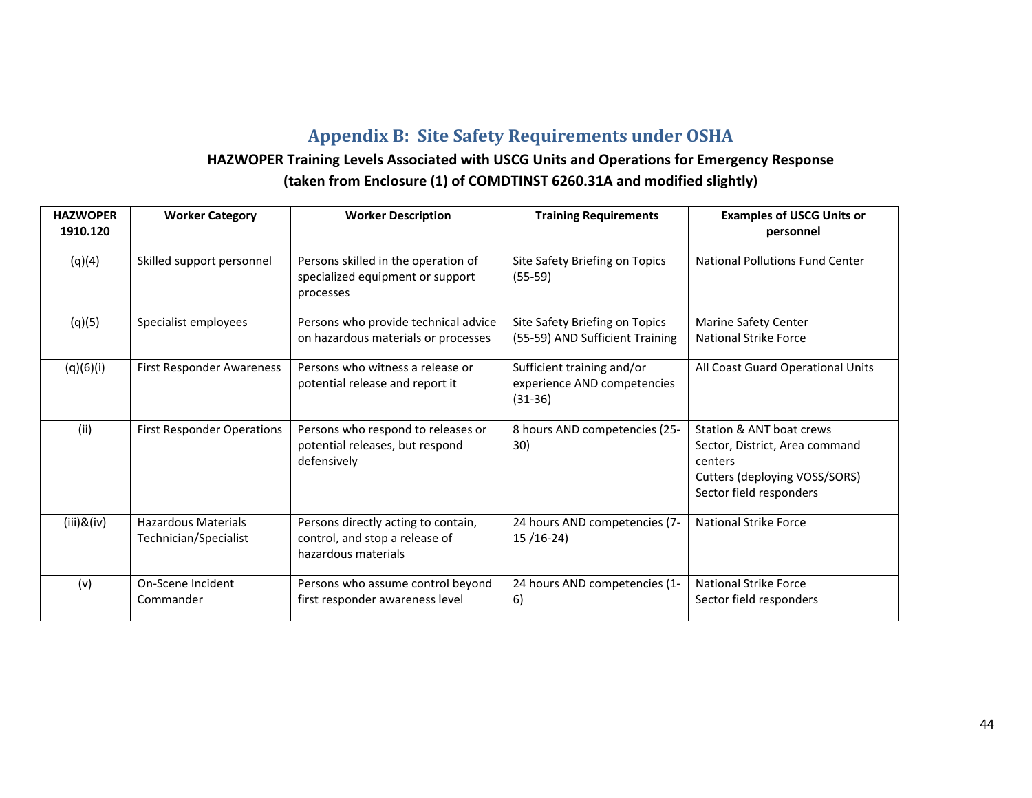# Appendix B: Site Safety Requirements under OSHA

**HAZWOPER Training Levels Associated with USCG Units and Operations for Emergency Response (taken from Enclosure (1) of COMDTINST 6260.31A and modified slightly)**

| HAZWOPER 1910.120 | Worker Category | Worker Description | Training Requirements | Examples of USCG Units or personnel |
|---|---|---|---|---|
| (q)(4) | Skilled support personnel | Persons skilled in the operation of specialized equipment or support processes | Site Safety Briefing on Topics (55-59) | National Pollutions Fund Center |
| (q)(5) | Specialist employees | Persons who provide technical advice on hazardous materials or processes | Site Safety Briefing on Topics (55-59) AND Sufficient Training | Marine Safety Center<br>National Strike Force |
| (q)(6)(i) | First Responder Awareness | Persons who witness a release or potential release and report it | Sufficient training and/or experience AND competencies (31-36) | All Coast Guard Operational Units |
| (ii) | First Responder Operations | Persons who respond to releases or potential releases, but respond defensively | 8 hours AND competencies (25-30) | Station & ANT boat crews<br>Sector, District, Area command centers<br>Cutters (deploying VOSS/SORS)<br>Sector field responders |
| (iii)&(iv) | Hazardous Materials Technician/Specialist | Persons directly acting to contain, control, and stop a release of hazardous materials | 24 hours AND competencies (7-15 /16-24) | National Strike Force |
| (v) | On-Scene Incident Commander | Persons who assume control beyond first responder awareness level | 24 hours AND competencies (1-6) | National Strike Force<br>Sector field responders |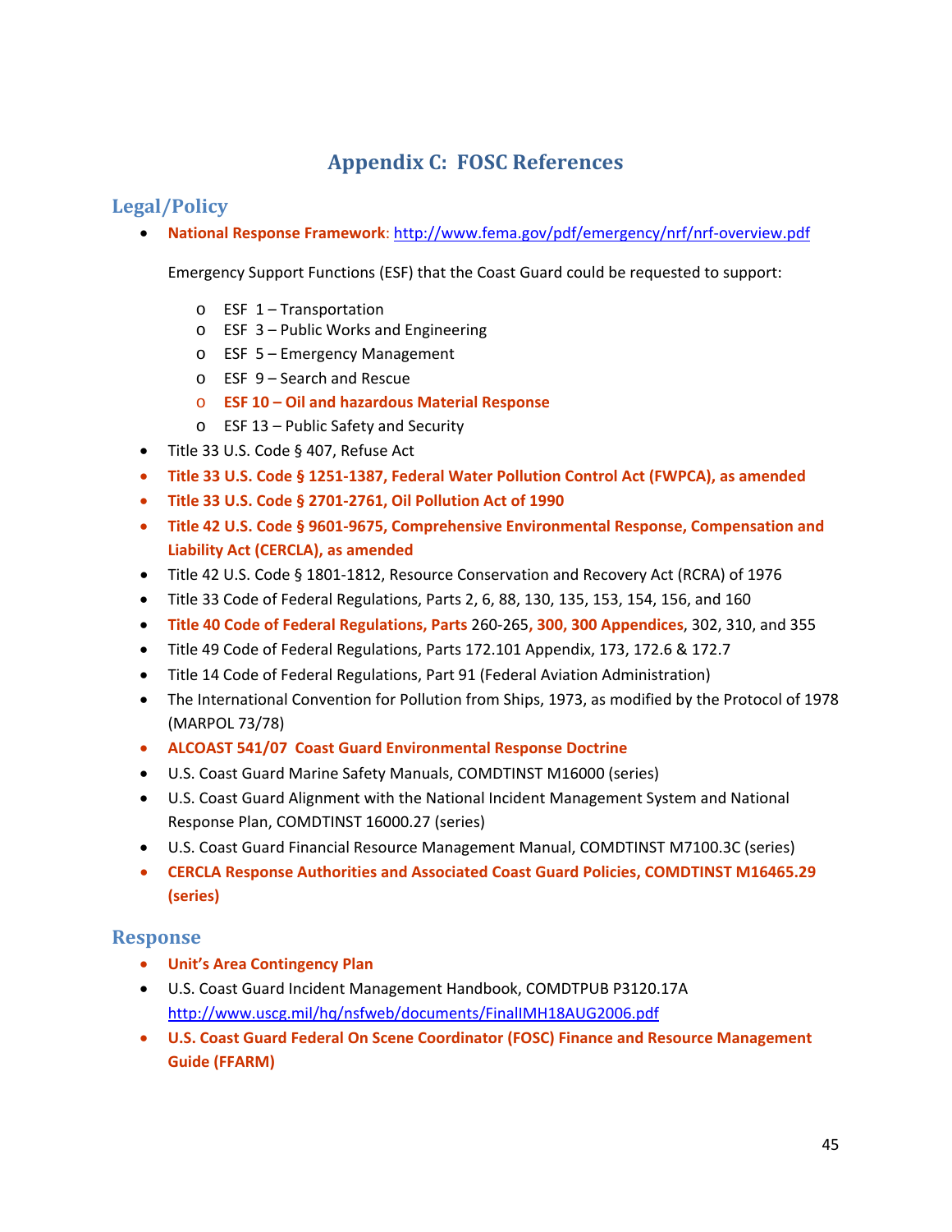# Appendix C: FOSC References

## Legal/Policy

- **National Response Framework**: http://www.fema.gov/pdf/emergency/nrf/nrf-overview.pdf

  Emergency Support Functions (ESF) that the Coast Guard could be requested to support:

  - ESF 1 – Transportation
  - ESF 3 – Public Works and Engineering
  - ESF 5 – Emergency Management
  - ESF 9 – Search and Rescue
  - **ESF 10 – Oil and hazardous Material Response**
  - ESF 13 – Public Safety and Security
- Title 33 U.S. Code § 407, Refuse Act
- **Title 33 U.S. Code § 1251-1387, Federal Water Pollution Control Act (FWPCA), as amended**
- **Title 33 U.S. Code § 2701-2761, Oil Pollution Act of 1990**
- **Title 42 U.S. Code § 9601-9675, Comprehensive Environmental Response, Compensation and Liability Act (CERCLA), as amended**
- Title 42 U.S. Code § 1801-1812, Resource Conservation and Recovery Act (RCRA) of 1976
- Title 33 Code of Federal Regulations, Parts 2, 6, 88, 130, 135, 153, 154, 156, and 160
- **Title 40 Code of Federal Regulations, Parts** 260-265**, 300, 300 Appendices**, 302, 310, and 355
- Title 49 Code of Federal Regulations, Parts 172.101 Appendix, 173, 172.6 & 172.7
- Title 14 Code of Federal Regulations, Part 91 (Federal Aviation Administration)
- The International Convention for Pollution from Ships, 1973, as modified by the Protocol of 1978 (MARPOL 73/78)
- **ALCOAST 541/07 Coast Guard Environmental Response Doctrine**
- U.S. Coast Guard Marine Safety Manuals, COMDTINST M16000 (series)
- U.S. Coast Guard Alignment with the National Incident Management System and National Response Plan, COMDTINST 16000.27 (series)
- U.S. Coast Guard Financial Resource Management Manual, COMDTINST M7100.3C (series)
- **CERCLA Response Authorities and Associated Coast Guard Policies, COMDTINST M16465.29 (series)**

## Response

- **Unit's Area Contingency Plan**
- U.S. Coast Guard Incident Management Handbook, COMDTPUB P3120.17A http://www.uscg.mil/hq/nsfweb/documents/FinalIMH18AUG2006.pdf
- **U.S. Coast Guard Federal On Scene Coordinator (FOSC) Finance and Resource Management Guide (FFARM)**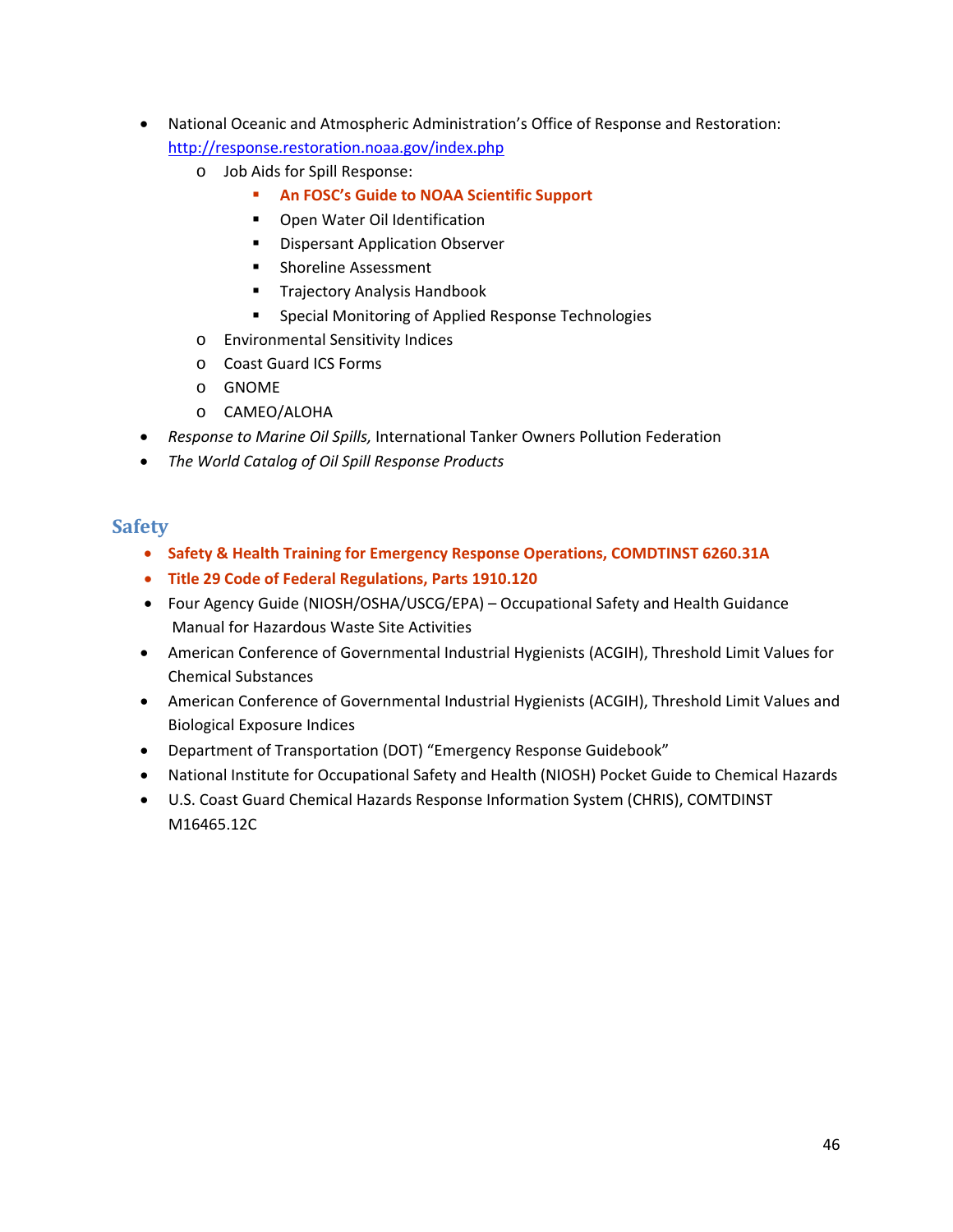- National Oceanic and Atmospheric Administration's Office of Response and Restoration: [http://response.restoration.noaa.gov/index.php](http://response.restoration.noaa.gov/index.php)
  - Job Aids for Spill Response:
    - **An FOSC's Guide to NOAA Scientific Support**
    - Open Water Oil Identification
    - Dispersant Application Observer
    - Shoreline Assessment
    - Trajectory Analysis Handbook
    - Special Monitoring of Applied Response Technologies
  - Environmental Sensitivity Indices
  - Coast Guard ICS Forms
  - GNOME
  - CAMEO/ALOHA
- *Response to Marine Oil Spills,* International Tanker Owners Pollution Federation
- *The World Catalog of Oil Spill Response Products*

## Safety

- **Safety & Health Training for Emergency Response Operations, COMDTINST 6260.31A**
- **Title 29 Code of Federal Regulations, Parts 1910.120**
- Four Agency Guide (NIOSH/OSHA/USCG/EPA) – Occupational Safety and Health Guidance Manual for Hazardous Waste Site Activities
- American Conference of Governmental Industrial Hygienists (ACGIH), Threshold Limit Values for Chemical Substances
- American Conference of Governmental Industrial Hygienists (ACGIH), Threshold Limit Values and Biological Exposure Indices
- Department of Transportation (DOT) "Emergency Response Guidebook"
- National Institute for Occupational Safety and Health (NIOSH) Pocket Guide to Chemical Hazards
- U.S. Coast Guard Chemical Hazards Response Information System (CHRIS), COMTDINST M16465.12C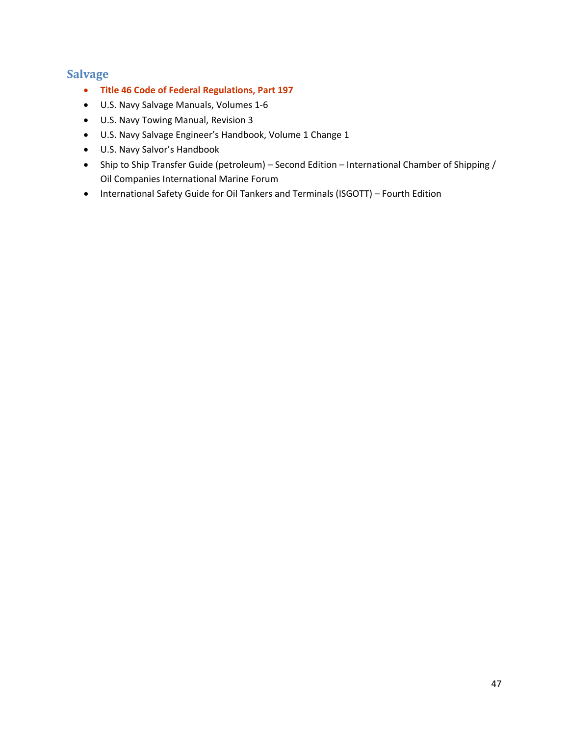## Salvage

- **Title 46 Code of Federal Regulations, Part 197**
- U.S. Navy Salvage Manuals, Volumes 1-6
- U.S. Navy Towing Manual, Revision 3
- U.S. Navy Salvage Engineer's Handbook, Volume 1 Change 1
- U.S. Navy Salvor's Handbook
- Ship to Ship Transfer Guide (petroleum) – Second Edition – International Chamber of Shipping / Oil Companies International Marine Forum
- International Safety Guide for Oil Tankers and Terminals (ISGOTT) – Fourth Edition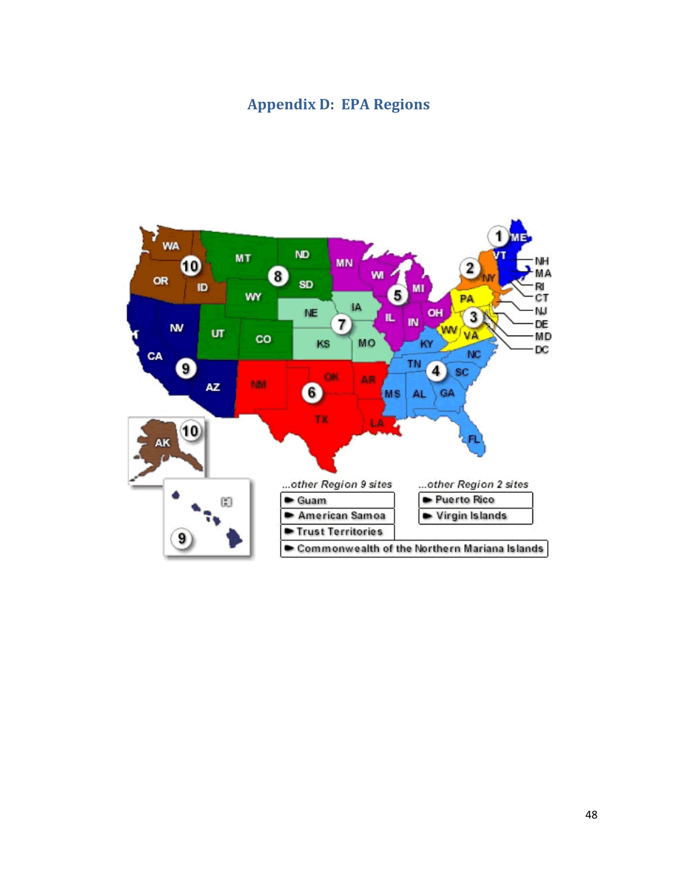# Appendix D: EPA Regions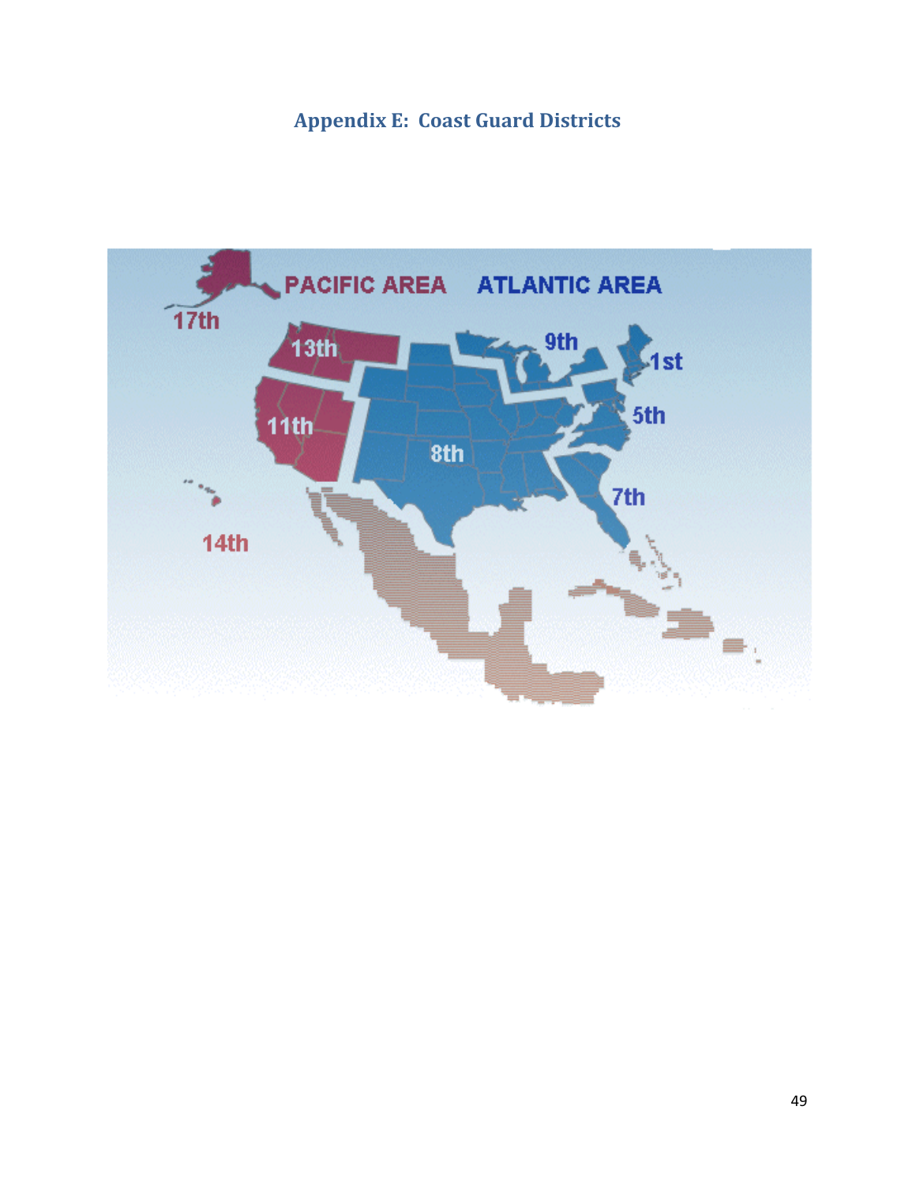## Appendix E: Coast Guard Districts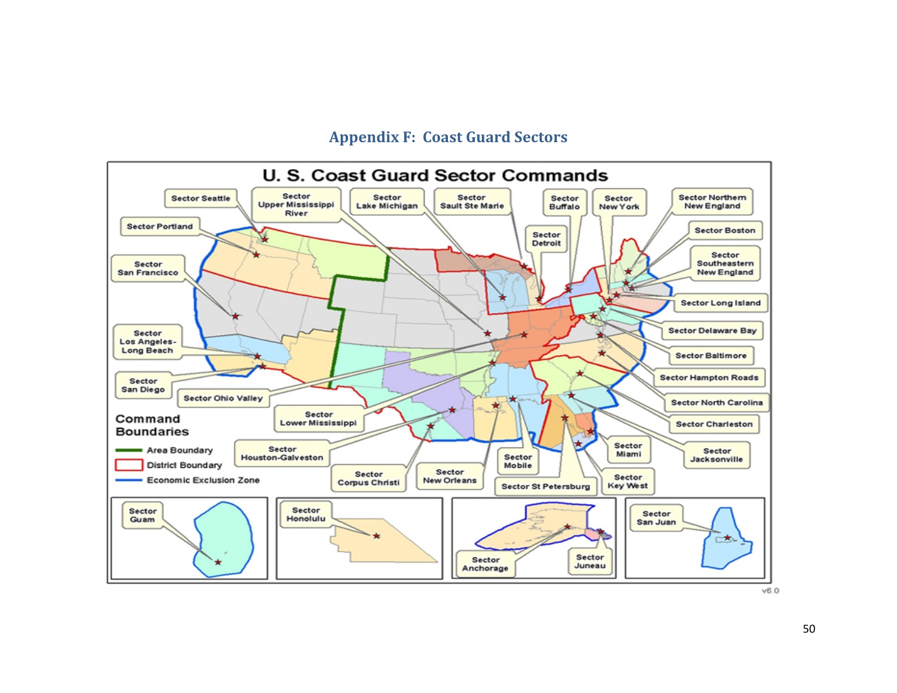# Appendix F: Coast Guard Sectors

**U. S. Coast Guard Sector Commands**

Sector Seattle
Sector Upper Mississippi River
Sector Lake Michigan
Sector Sault Ste Marie
Sector Buffalo
Sector New York
Sector Northern New England
Sector Portland
Sector Detroit
Sector Boston
Sector San Francisco
Sector Southeastern New England
Sector Long Island
Sector Los Angeles-Long Beach
Sector Delaware Bay
Sector Baltimore
Sector San Diego
Sector Hampton Roads
Sector Ohio Valley
Sector North Carolina
Sector Lower Mississippi
Sector Charleston
Sector Houston-Galveston
Sector Miami
Sector Jacksonville
Sector Mobile
Sector Corpus Christi
Sector New Orleans
Sector St Petersburg
Sector Key West
Sector Guam
Sector Honolulu
Sector Anchorage
Sector Juneau
Sector San Juan

**Command Boundaries**

- Area Boundary
- District Boundary
- Economic Exclusion Zone

v6.0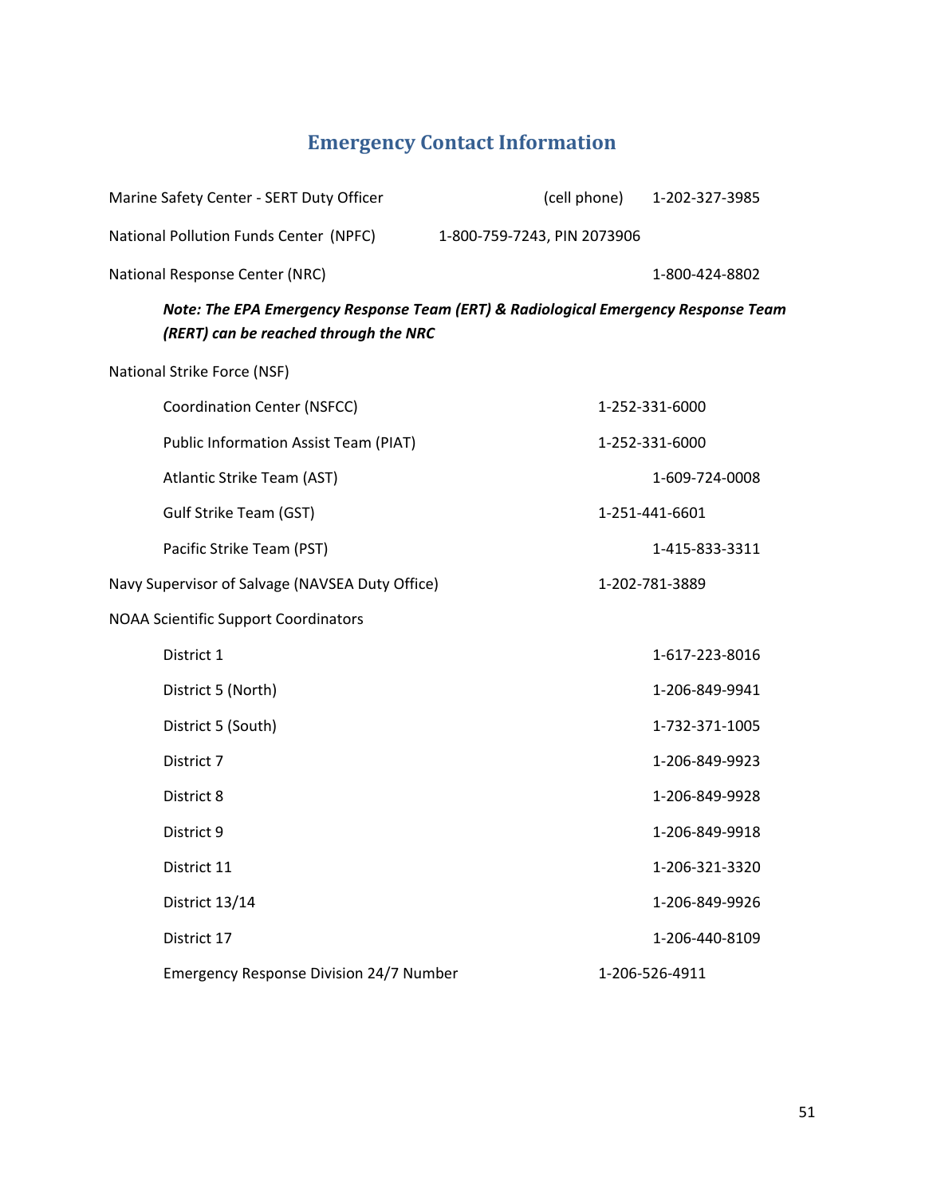# Emergency Contact Information

| | | |
|---|---|---|
| Marine Safety Center - SERT Duty Officer | (cell phone) | 1-202-327-3985 |
| National Pollution Funds Center (NPFC) | 1-800-759-7243, PIN 2073906 | |
| National Response Center (NRC) | | 1-800-424-8802 |

***Note: The EPA Emergency Response Team (ERT) & Radiological Emergency Response Team (RERT) can be reached through the NRC***

| | |
|---|---|
| National Strike Force (NSF) | |
| Coordination Center (NSFCC) | 1-252-331-6000 |
| Public Information Assist Team (PIAT) | 1-252-331-6000 |
| Atlantic Strike Team (AST) | 1-609-724-0008 |
| Gulf Strike Team (GST) | 1-251-441-6601 |
| Pacific Strike Team (PST) | 1-415-833-3311 |
| Navy Supervisor of Salvage (NAVSEA Duty Office) | 1-202-781-3889 |
| NOAA Scientific Support Coordinators | |
| District 1 | 1-617-223-8016 |
| District 5 (North) | 1-206-849-9941 |
| District 5 (South) | 1-732-371-1005 |
| District 7 | 1-206-849-9923 |
| District 8 | 1-206-849-9928 |
| District 9 | 1-206-849-9918 |
| District 11 | 1-206-321-3320 |
| District 13/14 | 1-206-849-9926 |
| District 17 | 1-206-440-8109 |
| Emergency Response Division 24/7 Number | 1-206-526-4911 |